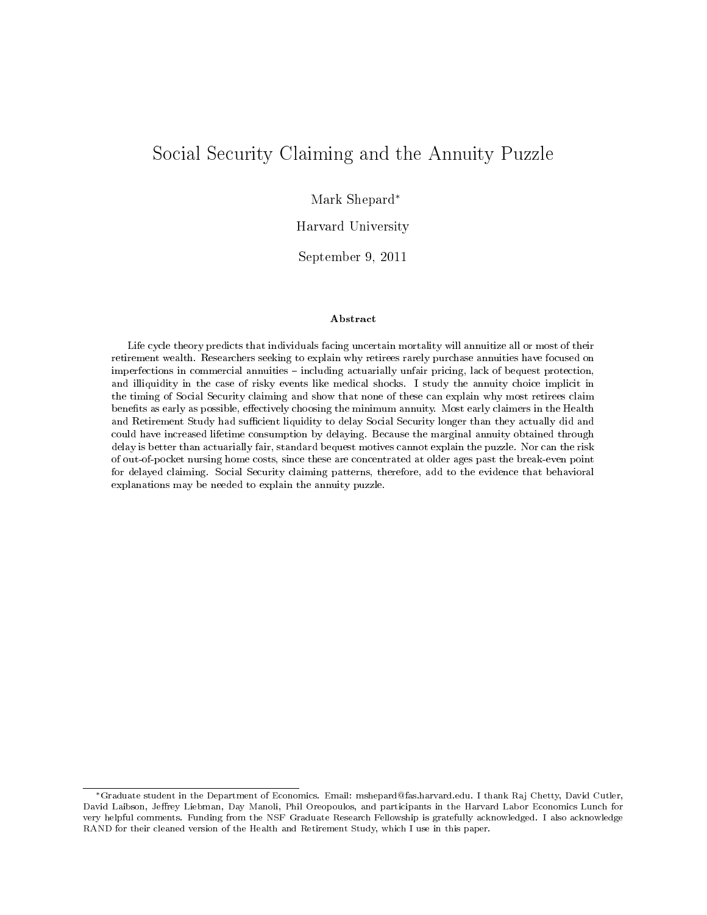# Social Security Claiming and the Annuity Puzzle

Mark Shepard*

Harvard University

September 9, 2011

### Abstract

Life cycle theory predicts that individuals facing uncertain mortality will annuitize all or most of their retirement wealth. Researchers seeking to explain why retirees rarely purchase annuities have focused on imperfections in commercial annuities – including actuarially unfair pricing, lack of bequest protection, and illiquidity in the case of risky events like medical shocks. I study the annuity choice implicit in the timing of Social Security claiming and show that none of these can explain why most retirees claim benefits as early as possible, effectively choosing the minimum annuity. Most early claimers in the Health and Retirement Study had sufficient liquidity to delay Social Security longer than they actually did and could have increased lifetime consumption by delaying. Because the marginal annuity obtained through delay is better than actuarially fair, standard bequest motives cannot explain the puzzle. Nor can the risk of out-of-pocket nursing home costs, since these are concentrated at older ages past the break-even point for delayed claiming. Social Security claiming patterns, therefore, add to the evidence that behavioral explanations may be needed to explain the annuity puzzle.

*Graduate student in the Department of Economics. Email: mshepard@fas.harvard.edu. I thank Raj Chetty, David Cutler, David Laibson, Jeffrey Liebman, Day Manoli, Phil Oreopoulos, and participants in the Harvard Labor Economics Lunch for very helpful comments. Funding from the NSF Graduate Research Fellowship is gratefully acknowledged. I also acknowledge RAND for their cleaned version of the Health and Retirement Study, which I use in this paper.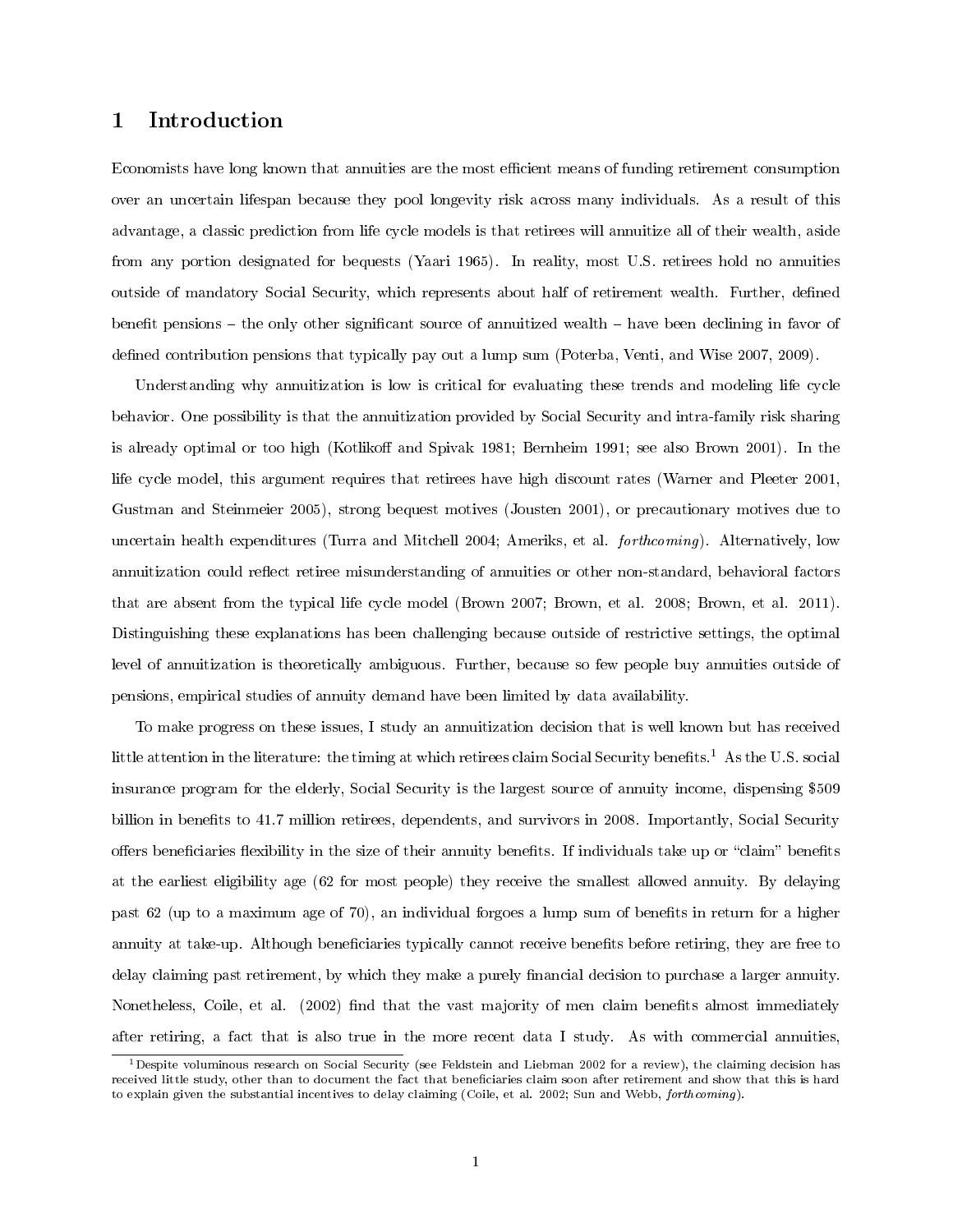# 1 Introduction

Economists have long known that annuities are the most efficient means of funding retirement consumption over an uncertain lifespan because they pool longevity risk across many individuals. As a result of this advantage, a classic prediction from life cycle models is that retirees will annuitize all of their wealth, aside from any portion designated for bequests (Yaari 1965). In reality, most U.S. retirees hold no annuities outside of mandatory Social Security, which represents about half of retirement wealth. Further, defined benefit pensions – the only other significant source of annuitized wealth – have been declining in favor of defined contribution pensions that typically pay out a lump sum (Poterba, Venti, and Wise 2007, 2009).

Understanding why annuitization is low is critical for evaluating these trends and modeling life cycle behavior. One possibility is that the annuitization provided by Social Security and intra-family risk sharing is already optimal or too high (Kotlikoff and Spivak 1981; Bernheim 1991; see also Brown 2001). In the life cycle model, this argument requires that retirees have high discount rates (Warner and Pleeter 2001, Gustman and Steinmeier 2005), strong bequest motives (Jousten 2001), or precautionary motives due to uncertain health expenditures (Turra and Mitchell 2004; Ameriks, et al. *forthcoming*). Alternatively, low annuitization could reflect retiree misunderstanding of annuities or other non-standard, behavioral factors that are absent from the typical life cycle model (Brown 2007; Brown, et al. 2008; Brown, et al. 2011). Distinguishing these explanations has been challenging because outside of restrictive settings, the optimal level of annuitization is theoretically ambiguous. Further, because so few people buy annuities outside of pensions, empirical studies of annuity demand have been limited by data availability.

To make progress on these issues, I study an annuitization decision that is well known but has received little attention in the literature: the timing at which retirees claim Social Security benefits.[1] As the U.S. social insurance program for the elderly, Social Security is the largest source of annuity income, dispensing $509 billion in benefits to 41.7 million retirees, dependents, and survivors in 2008. Importantly, Social Security offers beneficiaries flexibility in the size of their annuity benefits. If individuals take up or "claim" benefits at the earliest eligibility age (62 for most people) they receive the smallest allowed annuity. By delaying past 62 (up to a maximum age of 70), an individual forgoes a lump sum of benefits in return for a higher annuity at take-up. Although beneficiaries typically cannot receive benefits before retiring, they are free to delay claiming past retirement, by which they make a purely financial decision to purchase a larger annuity. Nonetheless, Coile, et al. (2002) find that the vast majority of men claim benefits almost immediately after retiring, a fact that is also true in the more recent data I study. As with commercial annuities,

[1] Despite voluminous research on Social Security (see Feldstein and Liebman 2002 for a review), the claiming decision has received little study, other than to document the fact that beneficiaries claim soon after retirement and show that this is hard to explain given the substantial incentives to delay claiming (Coile, et al. 2002; Sun and Webb, *forthcoming*).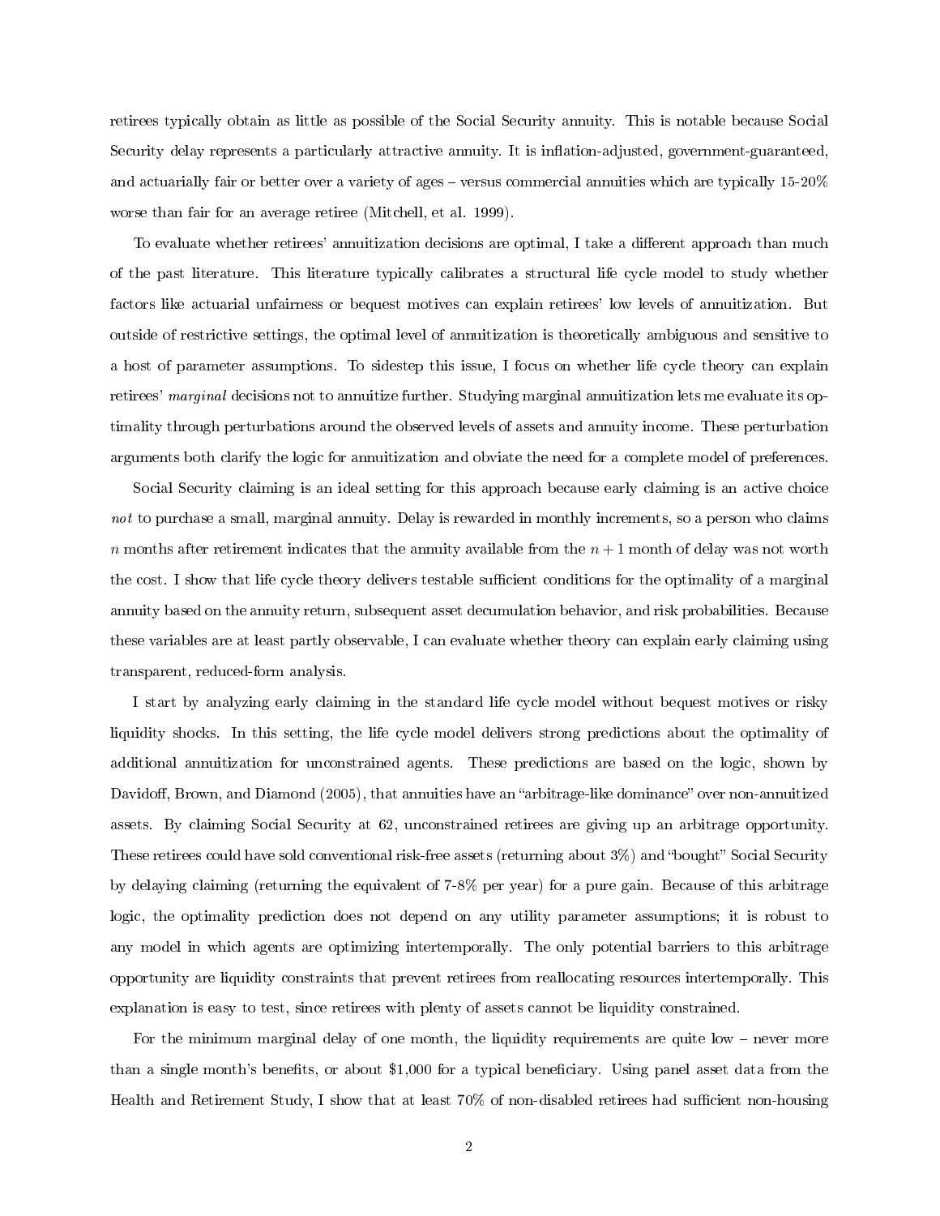retirees typically obtain as little as possible of the Social Security annuity. This is notable because Social Security delay represents a particularly attractive annuity. It is inflation-adjusted, government-guaranteed, and actuarially fair or better over a variety of ages – versus commercial annuities which are typically 15-20% worse than fair for an average retiree (Mitchell, et al. 1999).

To evaluate whether retirees' annuitization decisions are optimal, I take a different approach than much of the past literature. This literature typically calibrates a structural life cycle model to study whether factors like actuarial unfairness or bequest motives can explain retirees' low levels of annuitization. But outside of restrictive settings, the optimal level of annuitization is theoretically ambiguous and sensitive to a host of parameter assumptions. To sidestep this issue, I focus on whether life cycle theory can explain retirees' *marginal* decisions not to annuitize further. Studying marginal annuitization lets me evaluate its optimality through perturbations around the observed levels of assets and annuity income. These perturbation arguments both clarify the logic for annuitization and obviate the need for a complete model of preferences.

Social Security claiming is an ideal setting for this approach because early claiming is an active choice *not* to purchase a small, marginal annuity. Delay is rewarded in monthly increments, so a person who claims $n$ months after retirement indicates that the annuity available from the $n+1$ month of delay was not worth the cost. I show that life cycle theory delivers testable sufficient conditions for the optimality of a marginal annuity based on the annuity return, subsequent asset decumulation behavior, and risk probabilities. Because these variables are at least partly observable, I can evaluate whether theory can explain early claiming using transparent, reduced-form analysis.

I start by analyzing early claiming in the standard life cycle model without bequest motives or risky liquidity shocks. In this setting, the life cycle model delivers strong predictions about the optimality of additional annuitization for unconstrained agents. These predictions are based on the logic, shown by Davidoff, Brown, and Diamond (2005), that annuities have an "arbitrage-like dominance" over non-annuitized assets. By claiming Social Security at 62, unconstrained retirees are giving up an arbitrage opportunity. These retirees could have sold conventional risk-free assets (returning about 3%) and "bought" Social Security by delaying claiming (returning the equivalent of 7-8% per year) for a pure gain. Because of this arbitrage logic, the optimality prediction does not depend on any utility parameter assumptions; it is robust to any model in which agents are optimizing intertemporally. The only potential barriers to this arbitrage opportunity are liquidity constraints that prevent retirees from reallocating resources intertemporally. This explanation is easy to test, since retirees with plenty of assets cannot be liquidity constrained.

For the minimum marginal delay of one month, the liquidity requirements are quite low – never more than a single month's benefits, or about $1,000 for a typical beneficiary. Using panel asset data from the Health and Retirement Study, I show that at least 70% of non-disabled retirees had sufficient non-housing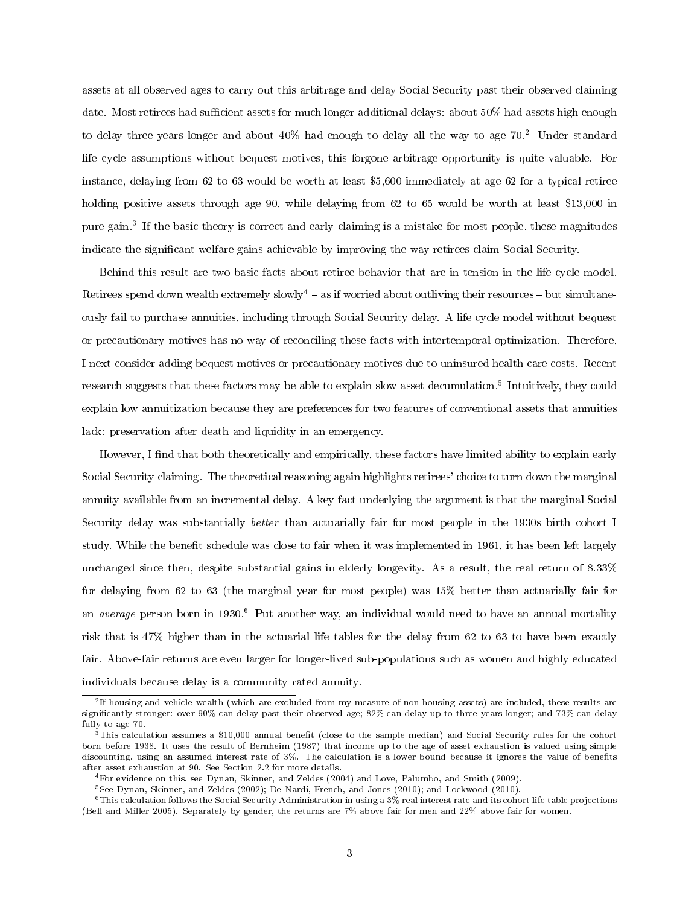assets at all observed ages to carry out this arbitrage and delay Social Security past their observed claiming date. Most retirees had sufficient assets for much longer additional delays: about 50% had assets high enough to delay three years longer and about 40% had enough to delay all the way to age 70.[2] Under standard life cycle assumptions without bequest motives, this forgone arbitrage opportunity is quite valuable. For instance, delaying from 62 to 63 would be worth at least $5,600 immediately at age 62 for a typical retiree holding positive assets through age 90, while delaying from 62 to 65 would be worth at least $13,000 in pure gain.[3] If the basic theory is correct and early claiming is a mistake for most people, these magnitudes indicate the significant welfare gains achievable by improving the way retirees claim Social Security.

Behind this result are two basic facts about retiree behavior that are in tension in the life cycle model. Retirees spend down wealth extremely slowly[4] – as if worried about outliving their resources – but simultaneously fail to purchase annuities, including through Social Security delay. A life cycle model without bequest or precautionary motives has no way of reconciling these facts with intertemporal optimization. Therefore, I next consider adding bequest motives or precautionary motives due to uninsured health care costs. Recent research suggests that these factors may be able to explain slow asset decumulation.[5] Intuitively, they could explain low annuitization because they are preferences for two features of conventional assets that annuities lack: preservation after death and liquidity in an emergency.

However, I find that both theoretically and empirically, these factors have limited ability to explain early Social Security claiming. The theoretical reasoning again highlights retirees' choice to turn down the marginal annuity available from an incremental delay. A key fact underlying the argument is that the marginal Social Security delay was substantially *better* than actuarially fair for most people in the 1930s birth cohort I study. While the benefit schedule was close to fair when it was implemented in 1961, it has been left largely unchanged since then, despite substantial gains in elderly longevity. As a result, the real return of 8.33% for delaying from 62 to 63 (the marginal year for most people) was 15% better than actuarially fair for an *average* person born in 1930.[6] Put another way, an individual would need to have an annual mortality risk that is 47% higher than in the actuarial life tables for the delay from 62 to 63 to have been exactly fair. Above-fair returns are even larger for longer-lived sub-populations such as women and highly educated individuals because delay is a community rated annuity.

[2] If housing and vehicle wealth (which are excluded from my measure of non-housing assets) are included, these results are significantly stronger: over 90% can delay past their observed age; 82% can delay up to three years longer; and 73% can delay fully to age 70.

[3] This calculation assumes a $10,000 annual benefit (close to the sample median) and Social Security rules for the cohort born before 1938. It uses the result of Bernheim (1987) that income up to the age of asset exhaustion is valued using simple discounting, using an assumed interest rate of 3%. The calculation is a lower bound because it ignores the value of benefits after asset exhaustion at 90. See Section 2.2 for more details.

[4] For evidence on this, see Dynan, Skinner, and Zeldes (2004) and Love, Palumbo, and Smith (2009).

[5] See Dynan, Skinner, and Zeldes (2002); De Nardi, French, and Jones (2010); and Lockwood (2010).

[6] This calculation follows the Social Security Administration in using a 3% real interest rate and its cohort life table projections (Bell and Miller 2005). Separately by gender, the returns are 7% above fair for men and 22% above fair for women.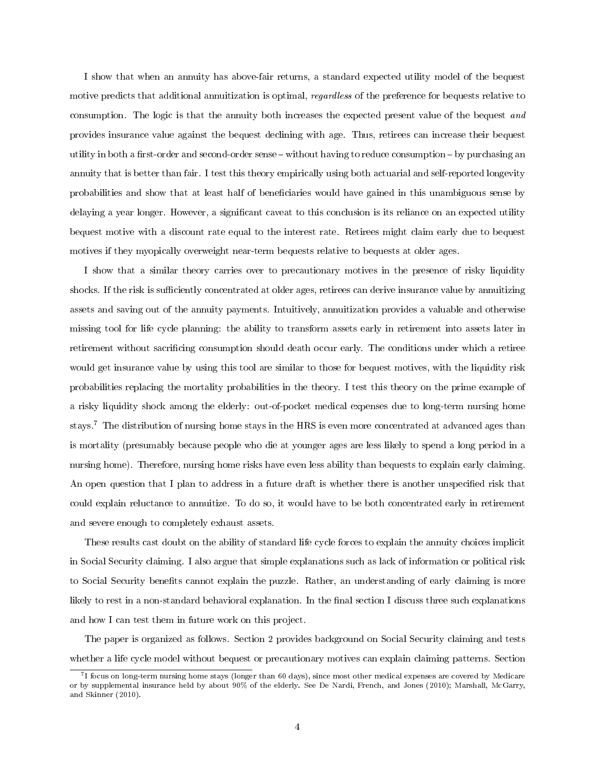I show that when an annuity has above-fair returns, a standard expected utility model of the bequest motive predicts that additional annuitization is optimal, *regardless* of the preference for bequests relative to consumption. The logic is that the annuity both increases the expected present value of the bequest *and* provides insurance value against the bequest declining with age. Thus, retirees can increase their bequest utility in both a first-order and second-order sense – without having to reduce consumption – by purchasing an annuity that is better than fair. I test this theory empirically using both actuarial and self-reported longevity probabilities and show that at least half of beneficiaries would have gained in this unambiguous sense by delaying a year longer. However, a significant caveat to this conclusion is its reliance on an expected utility bequest motive with a discount rate equal to the interest rate. Retirees might claim early due to bequest motives if they myopically overweight near-term bequests relative to bequests at older ages.

I show that a similar theory carries over to precautionary motives in the presence of risky liquidity shocks. If the risk is sufficiently concentrated at older ages, retirees can derive insurance value by annuitizing assets and saving out of the annuity payments. Intuitively, annuitization provides a valuable and otherwise missing tool for life cycle planning: the ability to transform assets early in retirement into assets later in retirement without sacrificing consumption should death occur early. The conditions under which a retiree would get insurance value by using this tool are similar to those for bequest motives, with the liquidity risk probabilities replacing the mortality probabilities in the theory. I test this theory on the prime example of a risky liquidity shock among the elderly: out-of-pocket medical expenses due to long-term nursing home stays.[7] The distribution of nursing home stays in the HRS is even more concentrated at advanced ages than is mortality (presumably because people who die at younger ages are less likely to spend a long period in a nursing home). Therefore, nursing home risks have even less ability than bequests to explain early claiming. An open question that I plan to address in a future draft is whether there is another unspecified risk that could explain reluctance to annuitize. To do so, it would have to be both concentrated early in retirement and severe enough to completely exhaust assets.

These results cast doubt on the ability of standard life cycle forces to explain the annuity choices implicit in Social Security claiming. I also argue that simple explanations such as lack of information or political risk to Social Security benefits cannot explain the puzzle. Rather, an understanding of early claiming is more likely to rest in a non-standard behavioral explanation. In the final section I discuss three such explanations and how I can test them in future work on this project.

The paper is organized as follows. Section 2 provides background on Social Security claiming and tests whether a life cycle model without bequest or precautionary motives can explain claiming patterns. Section

[7] I focus on long-term nursing home stays (longer than 60 days), since most other medical expenses are covered by Medicare or by supplemental insurance held by about 90% of the elderly. See De Nardi, French, and Jones (2010); Marshall, McGarry, and Skinner (2010).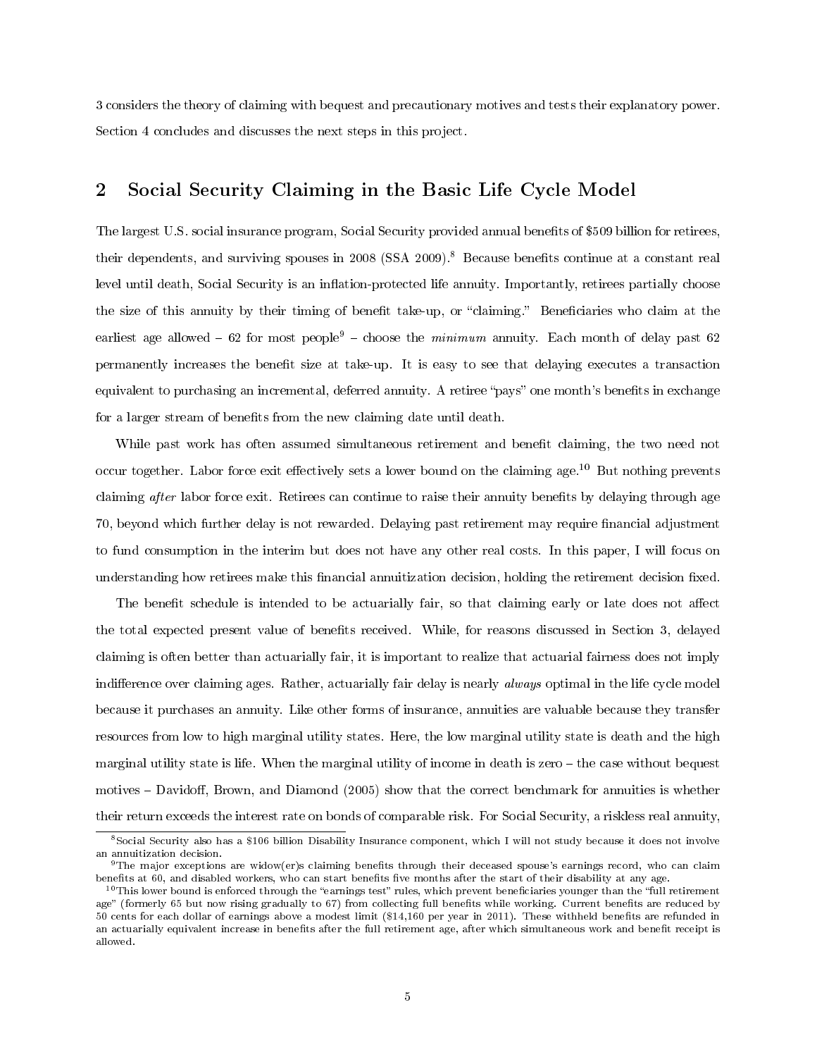3 considers the theory of claiming with bequest and precautionary motives and tests their explanatory power. Section 4 concludes and discusses the next steps in this project.

## 2 Social Security Claiming in the Basic Life Cycle Model

The largest U.S. social insurance program, Social Security provided annual benefits of $509 billion for retirees, their dependents, and surviving spouses in 2008 (SSA 2009).[8] Because benefits continue at a constant real level until death, Social Security is an inflation-protected life annuity. Importantly, retirees partially choose the size of this annuity by their timing of benefit take-up, or "claiming." Beneficiaries who claim at the earliest age allowed – 62 for most people[9] – choose the *minimum* annuity. Each month of delay past 62 permanently increases the benefit size at take-up. It is easy to see that delaying executes a transaction equivalent to purchasing an incremental, deferred annuity. A retiree "pays" one month's benefits in exchange for a larger stream of benefits from the new claiming date until death.

While past work has often assumed simultaneous retirement and benefit claiming, the two need not occur together. Labor force exit effectively sets a lower bound on the claiming age.[10] But nothing prevents claiming *after* labor force exit. Retirees can continue to raise their annuity benefits by delaying through age 70, beyond which further delay is not rewarded. Delaying past retirement may require financial adjustment to fund consumption in the interim but does not have any other real costs. In this paper, I will focus on understanding how retirees make this financial annuitization decision, holding the retirement decision fixed.

The benefit schedule is intended to be actuarially fair, so that claiming early or late does not affect the total expected present value of benefits received. While, for reasons discussed in Section 3, delayed claiming is often better than actuarially fair, it is important to realize that actuarial fairness does not imply indifference over claiming ages. Rather, actuarially fair delay is nearly *always* optimal in the life cycle model because it purchases an annuity. Like other forms of insurance, annuities are valuable because they transfer resources from low to high marginal utility states. Here, the low marginal utility state is death and the high marginal utility state is life. When the marginal utility of income in death is zero – the case without bequest motives – Davidoff, Brown, and Diamond (2005) show that the correct benchmark for annuities is whether their return exceeds the interest rate on bonds of comparable risk. For Social Security, a riskless real annuity,

[8] Social Security also has a $106 billion Disability Insurance component, which I will not study because it does not involve an annuitization decision.

[9] The major exceptions are widow(er)s claiming benefits through their deceased spouse's earnings record, who can claim benefits at 60, and disabled workers, who can start benefits five months after the start of their disability at any age.

[10] This lower bound is enforced through the "earnings test" rules, which prevent beneficiaries younger than the "full retirement age" (formerly 65 but now rising gradually to 67) from collecting full benefits while working. Current benefits are reduced by 50 cents for each dollar of earnings above a modest limit ($14,160 per year in 2011). These withheld benefits are refunded in an actuarially equivalent increase in benefits after the full retirement age, after which simultaneous work and benefit receipt is allowed.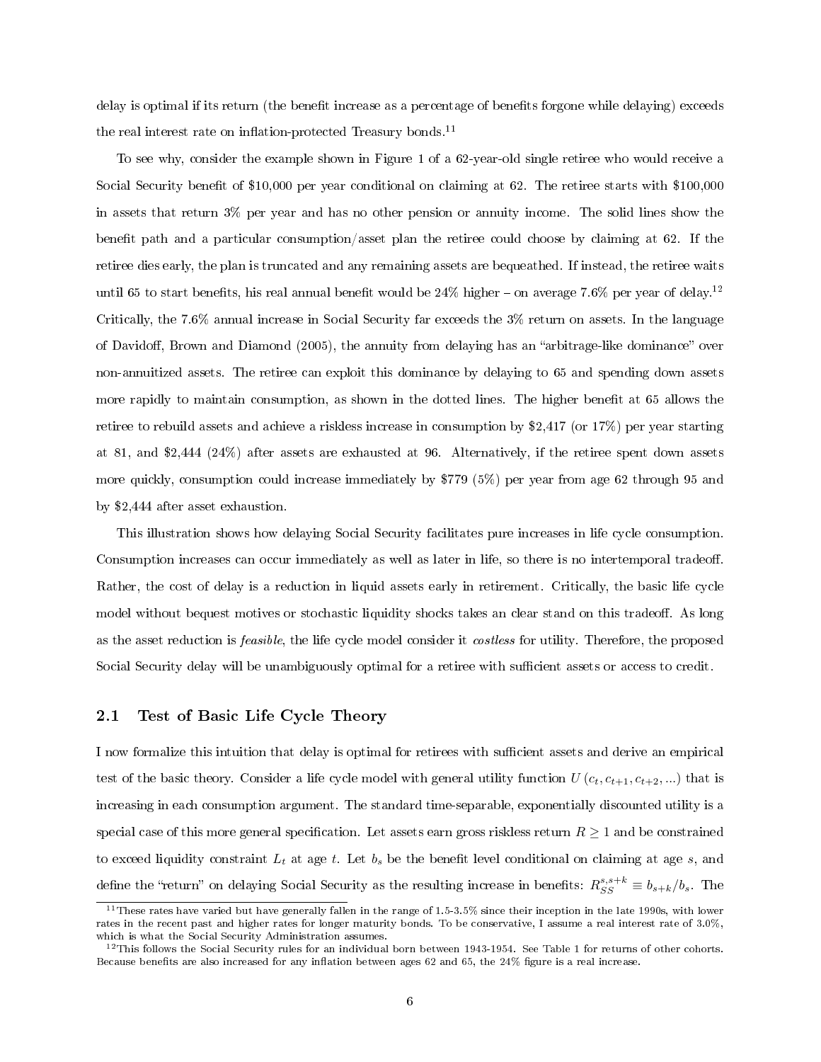delay is optimal if its return (the benefit increase as a percentage of benefits forgone while delaying) exceeds the real interest rate on inflation-protected Treasury bonds.[11]

To see why, consider the example shown in Figure 1 of a 62-year-old single retiree who would receive a Social Security benefit of $10,000 per year conditional on claiming at 62. The retiree starts with $100,000 in assets that return 3% per year and has no other pension or annuity income. The solid lines show the benefit path and a particular consumption/asset plan the retiree could choose by claiming at 62. If the retiree dies early, the plan is truncated and any remaining assets are bequeathed. If instead, the retiree waits until 65 to start benefits, his real annual benefit would be 24% higher – on average 7.6% per year of delay.[12] Critically, the 7.6% annual increase in Social Security far exceeds the 3% return on assets. In the language of Davidoff, Brown and Diamond (2005), the annuity from delaying has an "arbitrage-like dominance" over non-annuitized assets. The retiree can exploit this dominance by delaying to 65 and spending down assets more rapidly to maintain consumption, as shown in the dotted lines. The higher benefit at 65 allows the retiree to rebuild assets and achieve a riskless increase in consumption by $2,417 (or 17%) per year starting at 81, and $2,444 (24%) after assets are exhausted at 96. Alternatively, if the retiree spent down assets more quickly, consumption could increase immediately by $779 (5%) per year from age 62 through 95 and by $2,444 after asset exhaustion.

This illustration shows how delaying Social Security facilitates pure increases in life cycle consumption. Consumption increases can occur immediately as well as later in life, so there is no intertemporal tradeoff. Rather, the cost of delay is a reduction in liquid assets early in retirement. Critically, the basic life cycle model without bequest motives or stochastic liquidity shocks takes an clear stand on this tradeoff. As long as the asset reduction is *feasible*, the life cycle model consider it *costless* for utility. Therefore, the proposed Social Security delay will be unambiguously optimal for a retiree with sufficient assets or access to credit.

## 2.1 Test of Basic Life Cycle Theory

I now formalize this intuition that delay is optimal for retirees with sufficient assets and derive an empirical test of the basic theory. Consider a life cycle model with general utility function $U(c_t, c_{t+1}, c_{t+2}, ...)$ that is increasing in each consumption argument. The standard time-separable, exponentially discounted utility is a special case of this more general specification. Let assets earn gross riskless return $R \geq 1$ and be constrained to exceed liquidity constraint $L_t$ at age $t$. Let $b_s$ be the benefit level conditional on claiming at age $s$, and define the "return" on delaying Social Security as the resulting increase in benefits: $R_{SS}^{s,s+k} \equiv b_{s+k}/b_s$. The

[11] These rates have varied but have generally fallen in the range of 1.5-3.5% since their inception in the late 1990s, with lower rates in the recent past and higher rates for longer maturity bonds. To be conservative, I assume a real interest rate of 3.0%, which is what the Social Security Administration assumes.

[12] This follows the Social Security rules for an individual born between 1943-1954. See Table 1 for returns of other cohorts. Because benefits are also increased for any inflation between ages 62 and 65, the 24% figure is a real increase.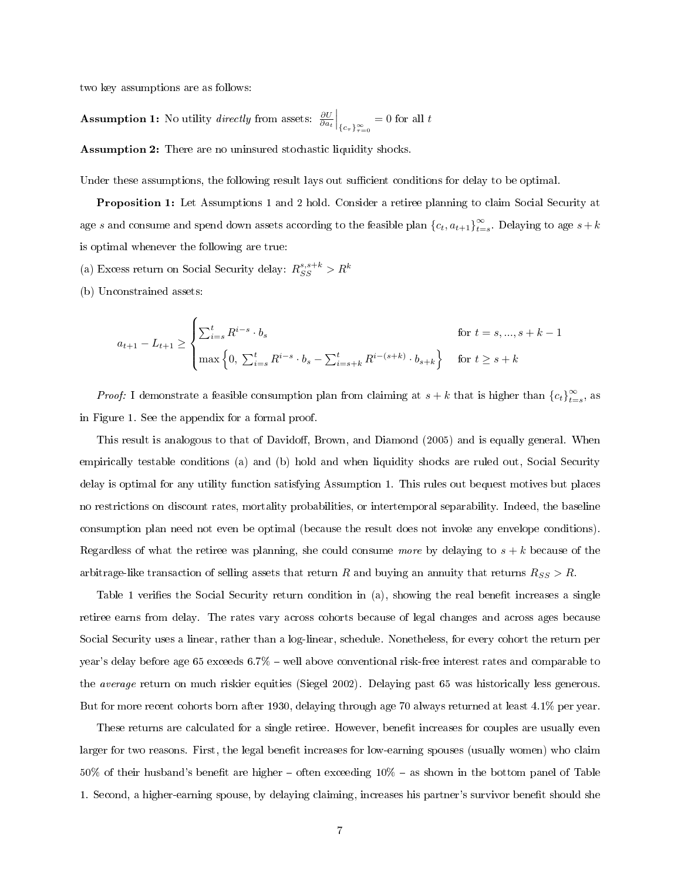two key assumptions are as follows:

**Assumption 1:** No utility *directly* from assets: $\left.\frac{\partial U}{\partial a_t}\right|_{\{c_\tau\}_{\tau=0}^{\infty}} = 0$ for all $t$

**Assumption 2:** There are no uninsured stochastic liquidity shocks.

Under these assumptions, the following result lays out sufficient conditions for delay to be optimal.

**Proposition 1:** Let Assumptions 1 and 2 hold. Consider a retiree planning to claim Social Security at age $s$ and consume and spend down assets according to the feasible plan $\{c_t, a_{t+1}\}_{t=s}^{\infty}$. Delaying to age $s+k$ is optimal whenever the following are true:

(a) Excess return on Social Security delay: $R_{SS}^{s,s+k} > R^k$

(b) Unconstrained assets:

$$a_{t+1} - L_{t+1} \geq \begin{cases} \sum_{i=s}^{t} R^{i-s} \cdot b_s & \text{for } t = s, ..., s+k-1 \\ \max\left\{0,\ \sum_{i=s}^{t} R^{i-s} \cdot b_s - \sum_{i=s+k}^{t} R^{i-(s+k)} \cdot b_{s+k}\right\} & \text{for } t \geq s+k \end{cases}$$

*Proof:* I demonstrate a feasible consumption plan from claiming at $s+k$ that is higher than $\{c_t\}_{t=s}^{\infty}$, as in Figure 1. See the appendix for a formal proof.

This result is analogous to that of Davidoff, Brown, and Diamond (2005) and is equally general. When empirically testable conditions (a) and (b) hold and when liquidity shocks are ruled out, Social Security delay is optimal for any utility function satisfying Assumption 1. This rules out bequest motives but places no restrictions on discount rates, mortality probabilities, or intertemporal separability. Indeed, the baseline consumption plan need not even be optimal (because the result does not invoke any envelope conditions). Regardless of what the retiree was planning, she could consume *more* by delaying to $s+k$ because of the arbitrage-like transaction of selling assets that return $R$ and buying an annuity that returns $R_{SS} > R$.

Table 1 verifies the Social Security return condition in (a), showing the real benefit increases a single retiree earns from delay. The rates vary across cohorts because of legal changes and across ages because Social Security uses a linear, rather than a log-linear, schedule. Nonetheless, for every cohort the return per year's delay before age 65 exceeds 6.7% – well above conventional risk-free interest rates and comparable to the *average* return on much riskier equities (Siegel 2002). Delaying past 65 was historically less generous. But for more recent cohorts born after 1930, delaying through age 70 always returned at least 4.1% per year.

These returns are calculated for a single retiree. However, benefit increases for couples are usually even larger for two reasons. First, the legal benefit increases for low-earning spouses (usually women) who claim 50% of their husband's benefit are higher – often exceeding 10% – as shown in the bottom panel of Table 1. Second, a higher-earning spouse, by delaying claiming, increases his partner's survivor benefit should she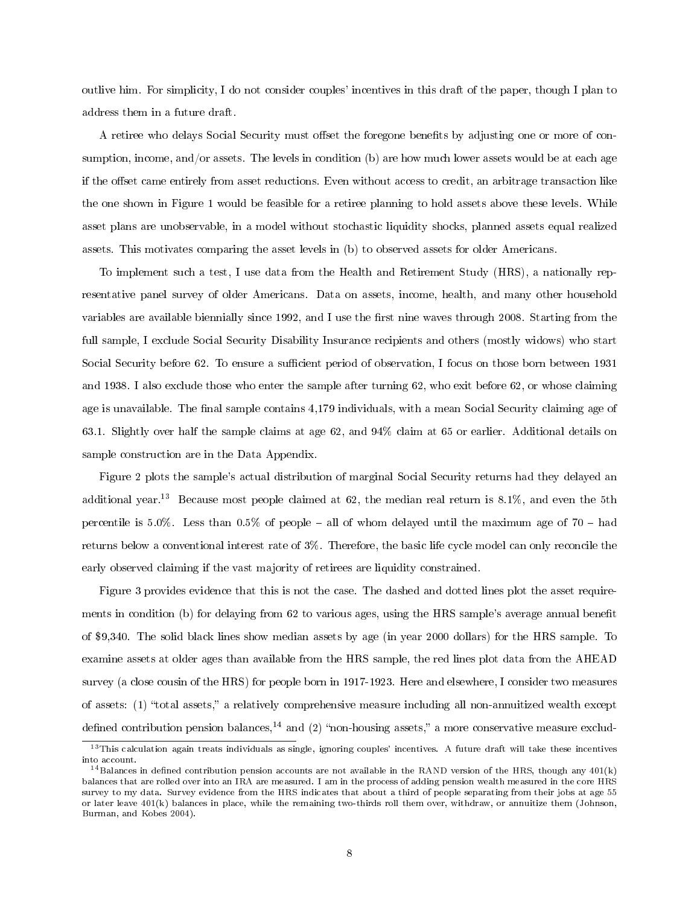outlive him. For simplicity, I do not consider couples' incentives in this draft of the paper, though I plan to address them in a future draft.

A retiree who delays Social Security must offset the foregone benefits by adjusting one or more of consumption, income, and/or assets. The levels in condition (b) are how much lower assets would be at each age if the offset came entirely from asset reductions. Even without access to credit, an arbitrage transaction like the one shown in Figure 1 would be feasible for a retiree planning to hold assets above these levels. While asset plans are unobservable, in a model without stochastic liquidity shocks, planned assets equal realized assets. This motivates comparing the asset levels in (b) to observed assets for older Americans.

To implement such a test, I use data from the Health and Retirement Study (HRS), a nationally representative panel survey of older Americans. Data on assets, income, health, and many other household variables are available biennially since 1992, and I use the first nine waves through 2008. Starting from the full sample, I exclude Social Security Disability Insurance recipients and others (mostly widows) who start Social Security before 62. To ensure a sufficient period of observation, I focus on those born between 1931 and 1938. I also exclude those who enter the sample after turning 62, who exit before 62, or whose claiming age is unavailable. The final sample contains 4,179 individuals, with a mean Social Security claiming age of 63.1. Slightly over half the sample claims at age 62, and 94% claim at 65 or earlier. Additional details on sample construction are in the Data Appendix.

Figure 2 plots the sample's actual distribution of marginal Social Security returns had they delayed an additional year.[13] Because most people claimed at 62, the median real return is 8.1%, and even the 5th percentile is 5.0%. Less than 0.5% of people – all of whom delayed until the maximum age of 70 – had returns below a conventional interest rate of 3%. Therefore, the basic life cycle model can only reconcile the early observed claiming if the vast majority of retirees are liquidity constrained.

Figure 3 provides evidence that this is not the case. The dashed and dotted lines plot the asset requirements in condition (b) for delaying from 62 to various ages, using the HRS sample's average annual benefit of $9,340. The solid black lines show median assets by age (in year 2000 dollars) for the HRS sample. To examine assets at older ages than available from the HRS sample, the red lines plot data from the AHEAD survey (a close cousin of the HRS) for people born in 1917-1923. Here and elsewhere, I consider two measures of assets: (1) "total assets," a relatively comprehensive measure including all non-annuitized wealth except defined contribution pension balances,[14] and (2) "non-housing assets," a more conservative measure exclud-

[13] This calculation again treats individuals as single, ignoring couples' incentives. A future draft will take these incentives into account.

[14] Balances in defined contribution pension accounts are not available in the RAND version of the HRS, though any 401(k) balances that are rolled over into an IRA are measured. I am in the process of adding pension wealth measured in the core HRS survey to my data. Survey evidence from the HRS indicates that about a third of people separating from their jobs at age 55 or later leave 401(k) balances in place, while the remaining two-thirds roll them over, withdraw, or annuitize them (Johnson, Burman, and Kobes 2004).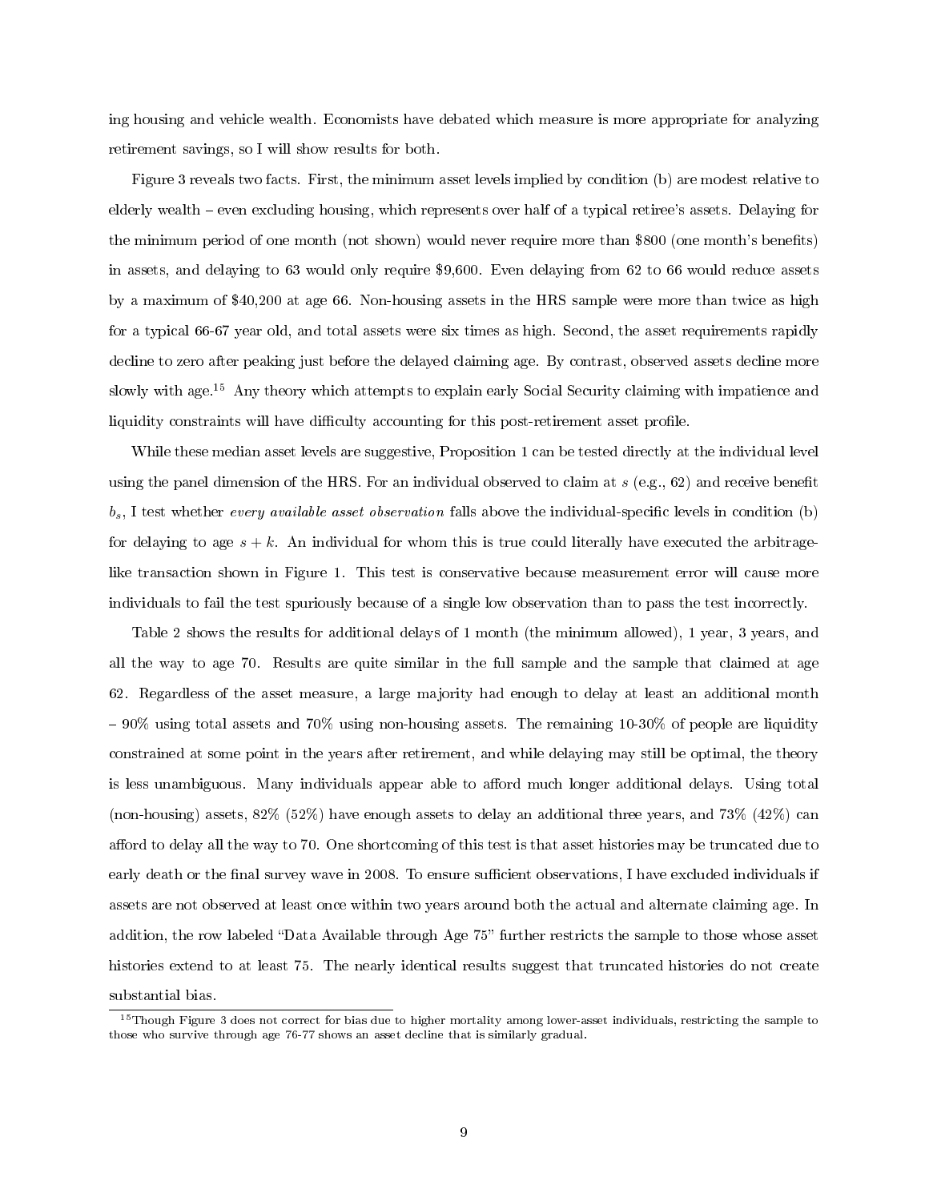ing housing and vehicle wealth. Economists have debated which measure is more appropriate for analyzing retirement savings, so I will show results for both.

Figure 3 reveals two facts. First, the minimum asset levels implied by condition (b) are modest relative to elderly wealth – even excluding housing, which represents over half of a typical retiree's assets. Delaying for the minimum period of one month (not shown) would never require more than \$800 (one month's benefits) in assets, and delaying to 63 would only require \$9,600. Even delaying from 62 to 66 would reduce assets by a maximum of \$40,200 at age 66. Non-housing assets in the HRS sample were more than twice as high for a typical 66-67 year old, and total assets were six times as high. Second, the asset requirements rapidly decline to zero after peaking just before the delayed claiming age. By contrast, observed assets decline more slowly with age.[15] Any theory which attempts to explain early Social Security claiming with impatience and liquidity constraints will have difficulty accounting for this post-retirement asset profile.

While these median asset levels are suggestive, Proposition 1 can be tested directly at the individual level using the panel dimension of the HRS. For an individual observed to claim at $s$ (e.g., 62) and receive benefit $b_s$, I test whether *every available asset observation* falls above the individual-specific levels in condition (b) for delaying to age $s+k$. An individual for whom this is true could literally have executed the arbitrage-like transaction shown in Figure 1. This test is conservative because measurement error will cause more individuals to fail the test spuriously because of a single low observation than to pass the test incorrectly.

Table 2 shows the results for additional delays of 1 month (the minimum allowed), 1 year, 3 years, and all the way to age 70. Results are quite similar in the full sample and the sample that claimed at age 62. Regardless of the asset measure, a large majority had enough to delay at least an additional month – 90% using total assets and 70% using non-housing assets. The remaining 10-30% of people are liquidity constrained at some point in the years after retirement, and while delaying may still be optimal, the theory is less unambiguous. Many individuals appear able to afford much longer additional delays. Using total (non-housing) assets, 82% (52%) have enough assets to delay an additional three years, and 73% (42%) can afford to delay all the way to 70. One shortcoming of this test is that asset histories may be truncated due to early death or the final survey wave in 2008. To ensure sufficient observations, I have excluded individuals if assets are not observed at least once within two years around both the actual and alternate claiming age. In addition, the row labeled "Data Available through Age 75" further restricts the sample to those whose asset histories extend to at least 75. The nearly identical results suggest that truncated histories do not create substantial bias.

[15] Though Figure 3 does not correct for bias due to higher mortality among lower-asset individuals, restricting the sample to those who survive through age 76-77 shows an asset decline that is similarly gradual.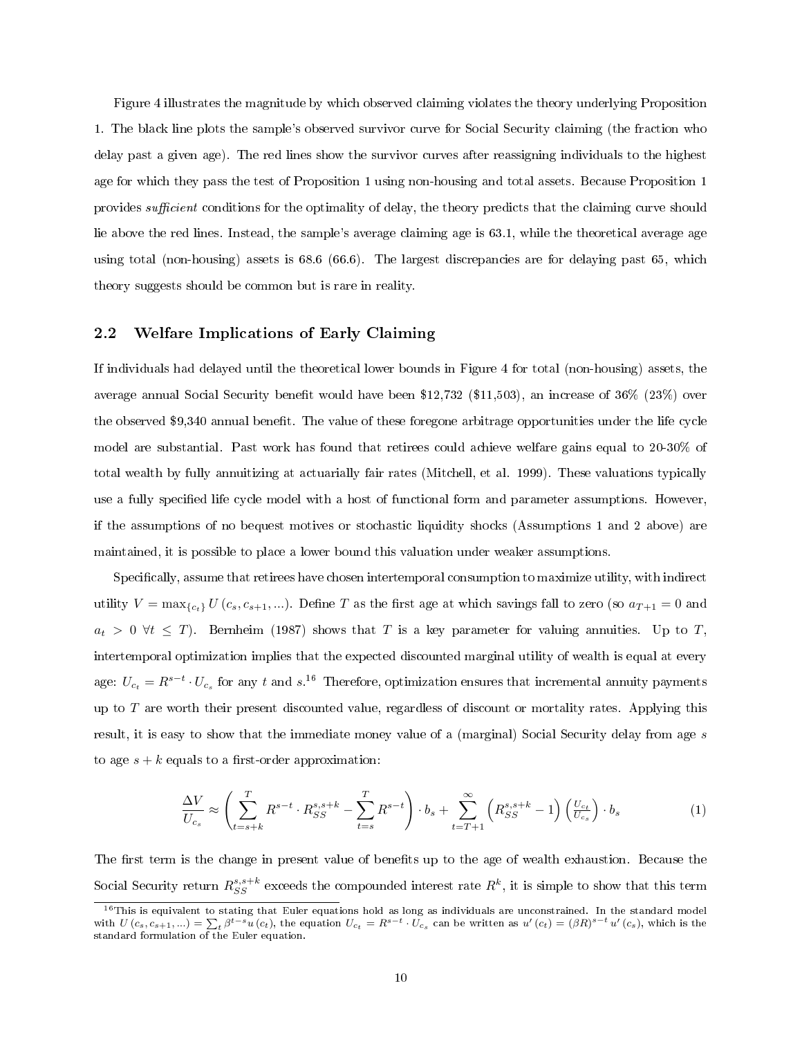Figure 4 illustrates the magnitude by which observed claiming violates the theory underlying Proposition 1. The black line plots the sample's observed survivor curve for Social Security claiming (the fraction who delay past a given age). The red lines show the survivor curves after reassigning individuals to the highest age for which they pass the test of Proposition 1 using non-housing and total assets. Because Proposition 1 provides *sufficient* conditions for the optimality of delay, the theory predicts that the claiming curve should lie above the red lines. Instead, the sample's average claiming age is 63.1, while the theoretical average age using total (non-housing) assets is 68.6 (66.6). The largest discrepancies are for delaying past 65, which theory suggests should be common but is rare in reality.

## 2.2 Welfare Implications of Early Claiming

If individuals had delayed until the theoretical lower bounds in Figure 4 for total (non-housing) assets, the average annual Social Security benefit would have been $12,732 ($11,503), an increase of 36% (23%) over the observed $9,340 annual benefit. The value of these foregone arbitrage opportunities under the life cycle model are substantial. Past work has found that retirees could achieve welfare gains equal to 20-30% of total wealth by fully annuitizing at actuarially fair rates (Mitchell, et al. 1999). These valuations typically use a fully specified life cycle model with a host of functional form and parameter assumptions. However, if the assumptions of no bequest motives or stochastic liquidity shocks (Assumptions 1 and 2 above) are maintained, it is possible to place a lower bound this valuation under weaker assumptions.

Specifically, assume that retirees have chosen intertemporal consumption to maximize utility, with indirect utility $V = \max_{\{c_t\}} U(c_s, c_{s+1}, ...)$. Define $T$ as the first age at which savings fall to zero (so $a_{T+1} = 0$ and $a_t > 0 \; \forall t \leq T$). Bernheim (1987) shows that $T$ is a key parameter for valuing annuities. Up to $T$, intertemporal optimization implies that the expected discounted marginal utility of wealth is equal at every age: $U_{c_t} = R^{s-t} \cdot U_{c_s}$ for any $t$ and $s$.[16] Therefore, optimization ensures that incremental annuity payments up to $T$ are worth their present discounted value, regardless of discount or mortality rates. Applying this result, it is easy to show that the immediate money value of a (marginal) Social Security delay from age $s$ to age $s+k$ equals to a first-order approximation:

$$\frac{\Delta V}{U_{c_s}} \approx \left( \sum_{t=s+k}^{T} R^{s-t} \cdot R_{SS}^{s,s+k} - \sum_{t=s}^{T} R^{s-t} \right) \cdot b_s + \sum_{t=T+1}^{\infty} \left( R_{SS}^{s,s+k} - 1 \right) \left( \frac{U_{c_t}}{U_{c_s}} \right) \cdot b_s \tag{1}$$

The first term is the change in present value of benefits up to the age of wealth exhaustion. Because the Social Security return $R_{SS}^{s,s+k}$ exceeds the compounded interest rate $R^k$, it is simple to show that this term

[16] This is equivalent to stating that Euler equations hold as long as individuals are unconstrained. In the standard model with $U(c_s, c_{s+1}, ...) = \sum_t \beta^{t-s} u(c_t)$, the equation $U_{c_t} = R^{s-t} \cdot U_{c_s}$ can be written as $u'(c_t) = (\beta R)^{s-t} u'(c_s)$, which is the standard formulation of the Euler equation.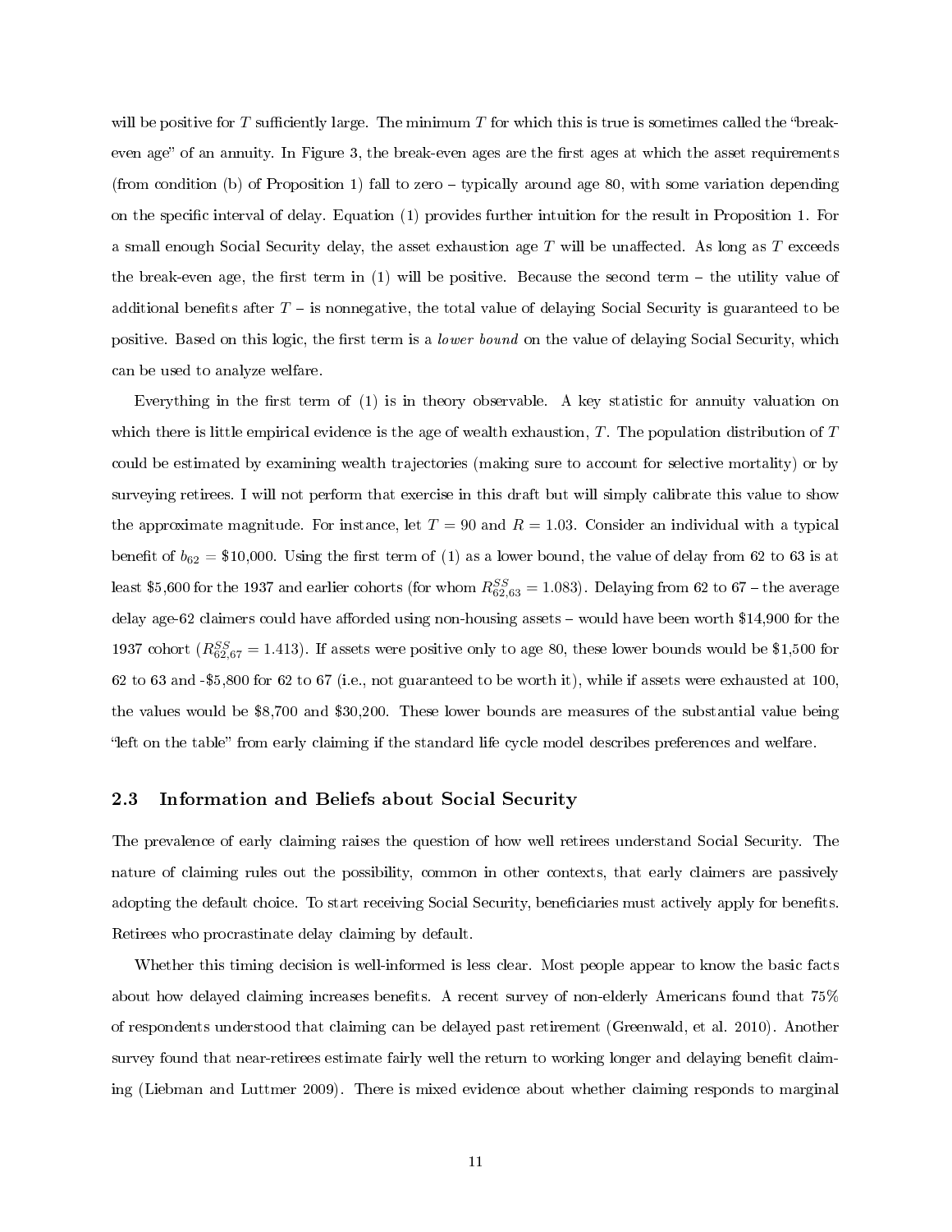will be positive for $T$ sufficiently large. The minimum $T$ for which this is true is sometimes called the "break-even age" of an annuity. In Figure 3, the break-even ages are the first ages at which the asset requirements (from condition (b) of Proposition 1) fall to zero – typically around age 80, with some variation depending on the specific interval of delay. Equation (1) provides further intuition for the result in Proposition 1. For a small enough Social Security delay, the asset exhaustion age $T$ will be unaffected. As long as $T$ exceeds the break-even age, the first term in (1) will be positive. Because the second term – the utility value of additional benefits after $T$ – is nonnegative, the total value of delaying Social Security is guaranteed to be positive. Based on this logic, the first term is a *lower bound* on the value of delaying Social Security, which can be used to analyze welfare.

Everything in the first term of (1) is in theory observable. A key statistic for annuity valuation on which there is little empirical evidence is the age of wealth exhaustion, $T$. The population distribution of $T$ could be estimated by examining wealth trajectories (making sure to account for selective mortality) or by surveying retirees. I will not perform that exercise in this draft but will simply calibrate this value to show the approximate magnitude. For instance, let $T = 90$ and $R = 1.03$. Consider an individual with a typical benefit of $b_{62} = \$10{,}000$. Using the first term of (1) as a lower bound, the value of delay from 62 to 63 is at least \$5,600 for the 1937 and earlier cohorts (for whom $R^{SS}_{62,63} = 1.083$). Delaying from 62 to 67 – the average delay age-62 claimers could have afforded using non-housing assets – would have been worth \$14,900 for the 1937 cohort ($R^{SS}_{62,67} = 1.413$). If assets were positive only to age 80, these lower bounds would be \$1,500 for 62 to 63 and -\$5,800 for 62 to 67 (i.e., not guaranteed to be worth it), while if assets were exhausted at 100, the values would be \$8,700 and \$30,200. These lower bounds are measures of the substantial value being "left on the table" from early claiming if the standard life cycle model describes preferences and welfare.

## 2.3 Information and Beliefs about Social Security

The prevalence of early claiming raises the question of how well retirees understand Social Security. The nature of claiming rules out the possibility, common in other contexts, that early claimers are passively adopting the default choice. To start receiving Social Security, beneficiaries must actively apply for benefits. Retirees who procrastinate delay claiming by default.

Whether this timing decision is well-informed is less clear. Most people appear to know the basic facts about how delayed claiming increases benefits. A recent survey of non-elderly Americans found that 75% of respondents understood that claiming can be delayed past retirement (Greenwald, et al. 2010). Another survey found that near-retirees estimate fairly well the return to working longer and delaying benefit claiming (Liebman and Luttmer 2009). There is mixed evidence about whether claiming responds to marginal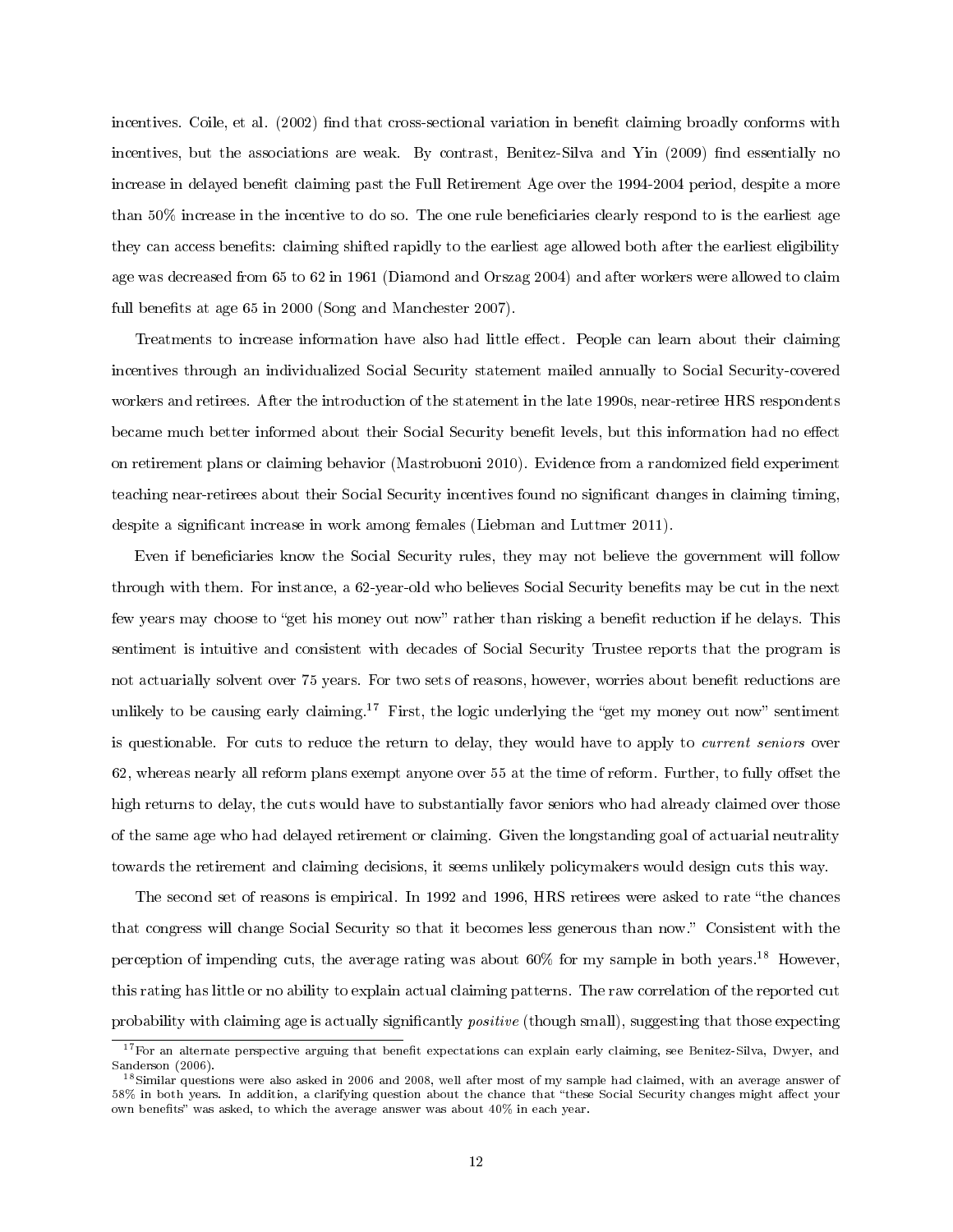incentives. Coile, et al. (2002) find that cross-sectional variation in benefit claiming broadly conforms with incentives, but the associations are weak. By contrast, Benitez-Silva and Yin (2009) find essentially no increase in delayed benefit claiming past the Full Retirement Age over the 1994-2004 period, despite a more than 50% increase in the incentive to do so. The one rule beneficiaries clearly respond to is the earliest age they can access benefits: claiming shifted rapidly to the earliest age allowed both after the earliest eligibility age was decreased from 65 to 62 in 1961 (Diamond and Orszag 2004) and after workers were allowed to claim full benefits at age 65 in 2000 (Song and Manchester 2007).

Treatments to increase information have also had little effect. People can learn about their claiming incentives through an individualized Social Security statement mailed annually to Social Security-covered workers and retirees. After the introduction of the statement in the late 1990s, near-retiree HRS respondents became much better informed about their Social Security benefit levels, but this information had no effect on retirement plans or claiming behavior (Mastrobuoni 2010). Evidence from a randomized field experiment teaching near-retirees about their Social Security incentives found no significant changes in claiming timing, despite a significant increase in work among females (Liebman and Luttmer 2011).

Even if beneficiaries know the Social Security rules, they may not believe the government will follow through with them. For instance, a 62-year-old who believes Social Security benefits may be cut in the next few years may choose to "get his money out now" rather than risking a benefit reduction if he delays. This sentiment is intuitive and consistent with decades of Social Security Trustee reports that the program is not actuarially solvent over 75 years. For two sets of reasons, however, worries about benefit reductions are unlikely to be causing early claiming.[17] First, the logic underlying the "get my money out now" sentiment is questionable. For cuts to reduce the return to delay, they would have to apply to *current seniors* over 62, whereas nearly all reform plans exempt anyone over 55 at the time of reform. Further, to fully offset the high returns to delay, the cuts would have to substantially favor seniors who had already claimed over those of the same age who had delayed retirement or claiming. Given the longstanding goal of actuarial neutrality towards the retirement and claiming decisions, it seems unlikely policymakers would design cuts this way.

The second set of reasons is empirical. In 1992 and 1996, HRS retirees were asked to rate "the chances that congress will change Social Security so that it becomes less generous than now." Consistent with the perception of impending cuts, the average rating was about 60% for my sample in both years.[18] However, this rating has little or no ability to explain actual claiming patterns. The raw correlation of the reported cut probability with claiming age is actually significantly *positive* (though small), suggesting that those expecting

[17] For an alternate perspective arguing that benefit expectations can explain early claiming, see Benitez-Silva, Dwyer, and Sanderson (2006).

[18] Similar questions were also asked in 2006 and 2008, well after most of my sample had claimed, with an average answer of 58% in both years. In addition, a clarifying question about the chance that "these Social Security changes might affect your own benefits" was asked, to which the average answer was about 40% in each year.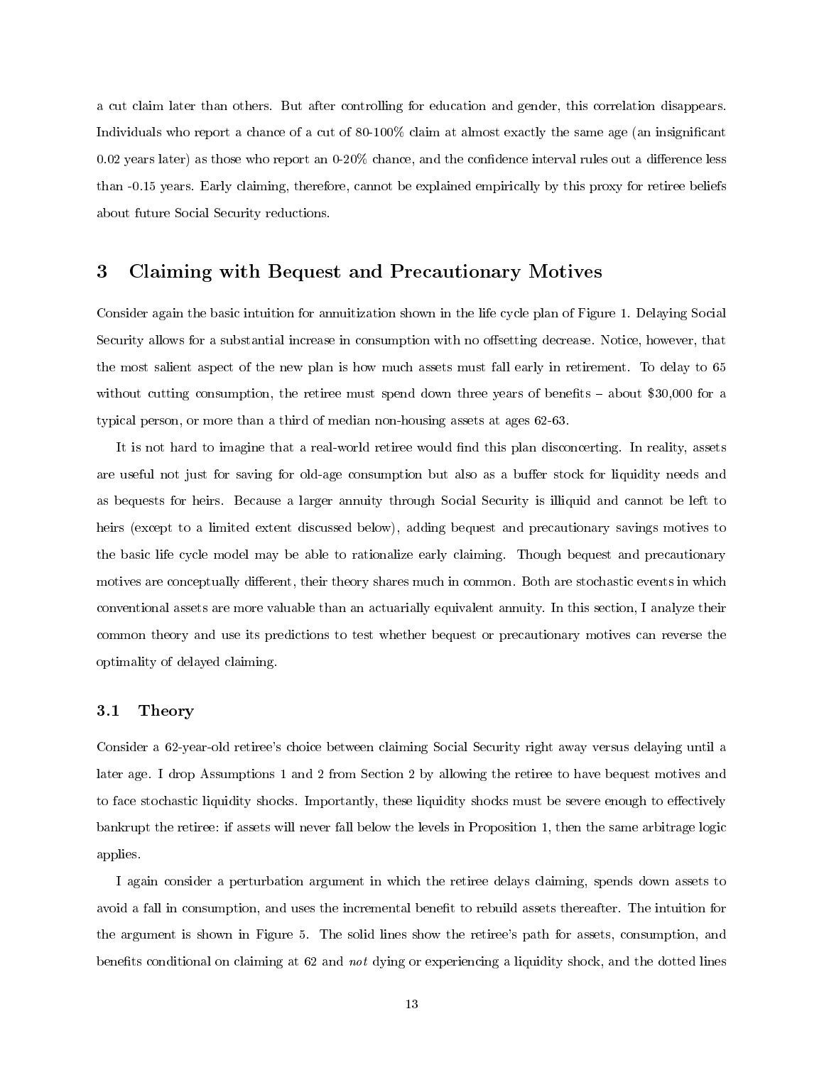a cut claim later than others. But after controlling for education and gender, this correlation disappears. Individuals who report a chance of a cut of 80-100% claim at almost exactly the same age (an insignificant 0.02 years later) as those who report an 0-20% chance, and the confidence interval rules out a difference less than -0.15 years. Early claiming, therefore, cannot be explained empirically by this proxy for retiree beliefs about future Social Security reductions.

# 3 Claiming with Bequest and Precautionary Motives

Consider again the basic intuition for annuitization shown in the life cycle plan of Figure 1. Delaying Social Security allows for a substantial increase in consumption with no offsetting decrease. Notice, however, that the most salient aspect of the new plan is how much assets must fall early in retirement. To delay to 65 without cutting consumption, the retiree must spend down three years of benefits – about $30,000 for a typical person, or more than a third of median non-housing assets at ages 62-63.

It is not hard to imagine that a real-world retiree would find this plan disconcerting. In reality, assets are useful not just for saving for old-age consumption but also as a buffer stock for liquidity needs and as bequests for heirs. Because a larger annuity through Social Security is illiquid and cannot be left to heirs (except to a limited extent discussed below), adding bequest and precautionary savings motives to the basic life cycle model may be able to rationalize early claiming. Though bequest and precautionary motives are conceptually different, their theory shares much in common. Both are stochastic events in which conventional assets are more valuable than an actuarially equivalent annuity. In this section, I analyze their common theory and use its predictions to test whether bequest or precautionary motives can reverse the optimality of delayed claiming.

## 3.1 Theory

Consider a 62-year-old retiree's choice between claiming Social Security right away versus delaying until a later age. I drop Assumptions 1 and 2 from Section 2 by allowing the retiree to have bequest motives and to face stochastic liquidity shocks. Importantly, these liquidity shocks must be severe enough to effectively bankrupt the retiree: if assets will never fall below the levels in Proposition 1, then the same arbitrage logic applies.

I again consider a perturbation argument in which the retiree delays claiming, spends down assets to avoid a fall in consumption, and uses the incremental benefit to rebuild assets thereafter. The intuition for the argument is shown in Figure 5. The solid lines show the retiree's path for assets, consumption, and benefits conditional on claiming at 62 and *not* dying or experiencing a liquidity shock, and the dotted lines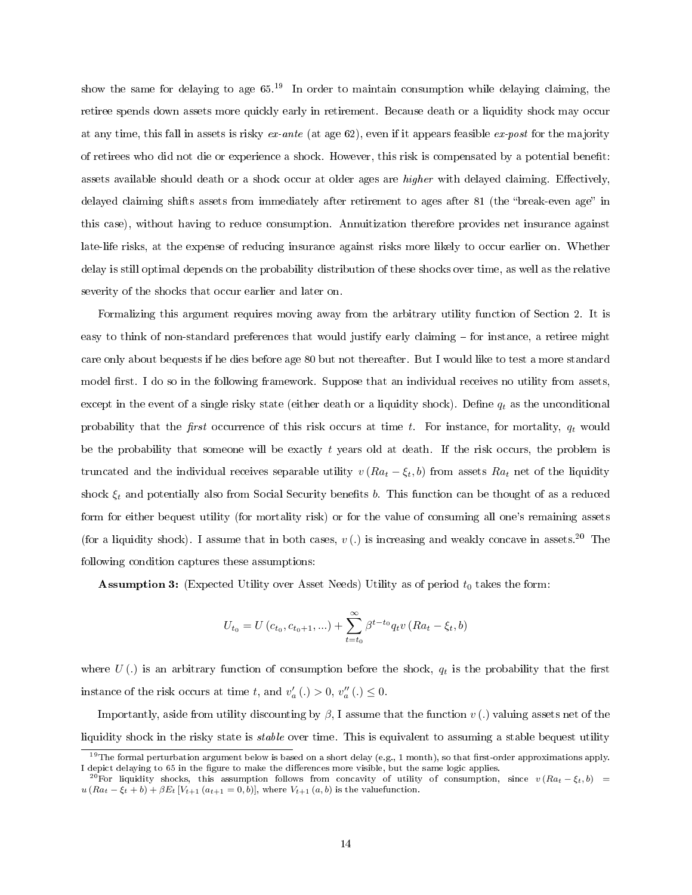show the same for delaying to age 65.[19] In order to maintain consumption while delaying claiming, the retiree spends down assets more quickly early in retirement. Because death or a liquidity shock may occur at any time, this fall in assets is risky *ex-ante* (at age 62), even if it appears feasible *ex-post* for the majority of retirees who did not die or experience a shock. However, this risk is compensated by a potential benefit: assets available should death or a shock occur at older ages are *higher* with delayed claiming. Effectively, delayed claiming shifts assets from immediately after retirement to ages after 81 (the "break-even age" in this case), without having to reduce consumption. Annuitization therefore provides net insurance against late-life risks, at the expense of reducing insurance against risks more likely to occur earlier on. Whether delay is still optimal depends on the probability distribution of these shocks over time, as well as the relative severity of the shocks that occur earlier and later on.

Formalizing this argument requires moving away from the arbitrary utility function of Section 2. It is easy to think of non-standard preferences that would justify early claiming – for instance, a retiree might care only about bequests if he dies before age 80 but not thereafter. But I would like to test a more standard model first. I do so in the following framework. Suppose that an individual receives no utility from assets, except in the event of a single risky state (either death or a liquidity shock). Define $q_t$ as the unconditional probability that the *first* occurrence of this risk occurs at time $t$. For instance, for mortality, $q_t$ would be the probability that someone will be exactly $t$ years old at death. If the risk occurs, the problem is truncated and the individual receives separable utility $v(Ra_t - \xi_t, b)$ from assets $Ra_t$ net of the liquidity shock $\xi_t$ and potentially also from Social Security benefits $b$. This function can be thought of as a reduced form for either bequest utility (for mortality risk) or for the value of consuming all one's remaining assets (for a liquidity shock). I assume that in both cases, $v(.)$ is increasing and weakly concave in assets.[20] The following condition captures these assumptions:

**Assumption 3:** (Expected Utility over Asset Needs) Utility as of period $t_0$ takes the form:

$$U_{t_0} = U(c_{t_0}, c_{t_0+1}, ...) + \sum_{t=t_0}^{\infty} \beta^{t-t_0} q_t v(Ra_t - \xi_t, b)$$

where $U(.)$ is an arbitrary function of consumption before the shock, $q_t$ is the probability that the first instance of the risk occurs at time $t$, and $v'_a(.) > 0$, $v''_a(.) \leq 0$.

Importantly, aside from utility discounting by $\beta$, I assume that the function $v(.)$ valuing assets net of the liquidity shock in the risky state is *stable* over time. This is equivalent to assuming a stable bequest utility

[19] The formal perturbation argument below is based on a short delay (e.g., 1 month), so that first-order approximations apply. I depict delaying to 65 in the figure to make the differences more visible, but the same logic applies.

[20] For liquidity shocks, this assumption follows from concavity of utility of consumption, since $v(Ra_t - \xi_t, b) = u(Ra_t - \xi_t + b) + \beta E_t [V_{t+1}(a_{t+1} = 0, b)]$, where $V_{t+1}(a, b)$ is the valuefunction.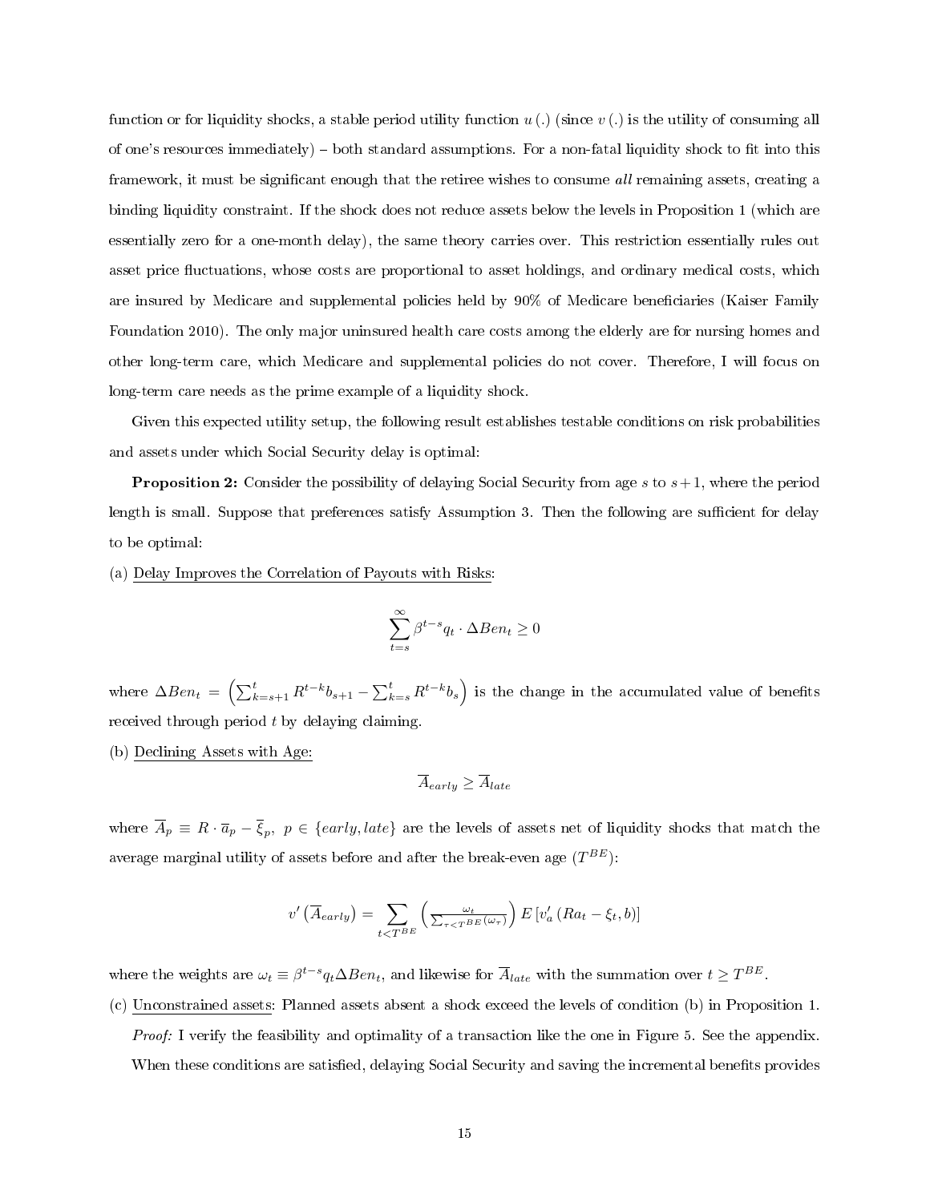function or for liquidity shocks, a stable period utility function $u(.)$ (since $v(.)$ is the utility of consuming all of one's resources immediately) – both standard assumptions. For a non-fatal liquidity shock to fit into this framework, it must be significant enough that the retiree wishes to consume *all* remaining assets, creating a binding liquidity constraint. If the shock does not reduce assets below the levels in Proposition 1 (which are essentially zero for a one-month delay), the same theory carries over. This restriction essentially rules out asset price fluctuations, whose costs are proportional to asset holdings, and ordinary medical costs, which are insured by Medicare and supplemental policies held by 90% of Medicare beneficiaries (Kaiser Family Foundation 2010). The only major uninsured health care costs among the elderly are for nursing homes and other long-term care, which Medicare and supplemental policies do not cover. Therefore, I will focus on long-term care needs as the prime example of a liquidity shock.

Given this expected utility setup, the following result establishes testable conditions on risk probabilities and assets under which Social Security delay is optimal:

**Proposition 2:** Consider the possibility of delaying Social Security from age $s$ to $s+1$, where the period length is small. Suppose that preferences satisfy Assumption 3. Then the following are sufficient for delay to be optimal:

(a) Delay Improves the Correlation of Payouts with Risks:

$$\sum_{t=s}^{\infty} \beta^{t-s} q_t \cdot \Delta Ben_t \geq 0$$

where $\Delta Ben_t = \left( \sum_{k=s+1}^{t} R^{t-k} b_{s+1} - \sum_{k=s}^{t} R^{t-k} b_s \right)$ is the change in the accumulated value of benefits received through period $t$ by delaying claiming.

(b) Declining Assets with Age:

$$\overline{A}_{early} \geq \overline{A}_{late}$$

where $\overline{A}_p \equiv R \cdot \overline{a}_p - \overline{\xi}_p,\ p \in \{early, late\}$ are the levels of assets net of liquidity shocks that match the average marginal utility of assets before and after the break-even age ($T^{BE}$):

$$v'\left(\overline{A}_{early}\right) = \sum_{t<T^{BE}} \left( \frac{\omega_t}{\sum_{\tau<T^{BE}}(\omega_\tau)} \right) E\left[v'_a\left(Ra_t - \xi_t, b\right)\right]$$

where the weights are $\omega_t \equiv \beta^{t-s} q_t \Delta Ben_t$, and likewise for $\overline{A}_{late}$ with the summation over $t \geq T^{BE}$.

(c) Unconstrained assets: Planned assets absent a shock exceed the levels of condition (b) in Proposition 1.

*Proof:* I verify the feasibility and optimality of a transaction like the one in Figure 5. See the appendix.

When these conditions are satisfied, delaying Social Security and saving the incremental benefits provides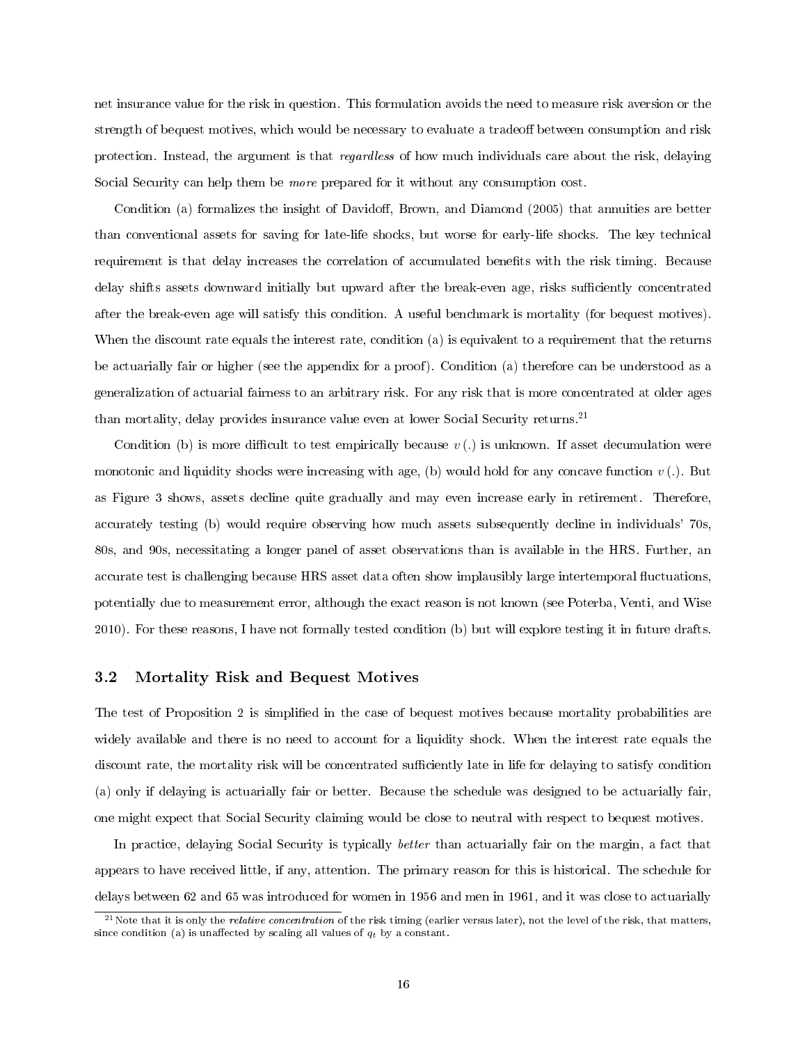net insurance value for the risk in question. This formulation avoids the need to measure risk aversion or the strength of bequest motives, which would be necessary to evaluate a tradeoff between consumption and risk protection. Instead, the argument is that *regardless* of how much individuals care about the risk, delaying Social Security can help them be *more* prepared for it without any consumption cost.

Condition (a) formalizes the insight of Davidoff, Brown, and Diamond (2005) that annuities are better than conventional assets for saving for late-life shocks, but worse for early-life shocks. The key technical requirement is that delay increases the correlation of accumulated benefits with the risk timing. Because delay shifts assets downward initially but upward after the break-even age, risks sufficiently concentrated after the break-even age will satisfy this condition. A useful benchmark is mortality (for bequest motives). When the discount rate equals the interest rate, condition (a) is equivalent to a requirement that the returns be actuarially fair or higher (see the appendix for a proof). Condition (a) therefore can be understood as a generalization of actuarial fairness to an arbitrary risk. For any risk that is more concentrated at older ages than mortality, delay provides insurance value even at lower Social Security returns.[21]

Condition (b) is more difficult to test empirically because $v(.)$ is unknown. If asset decumulation were monotonic and liquidity shocks were increasing with age, (b) would hold for any concave function $v(.)$. But as Figure 3 shows, assets decline quite gradually and may even increase early in retirement. Therefore, accurately testing (b) would require observing how much assets subsequently decline in individuals' 70s, 80s, and 90s, necessitating a longer panel of asset observations than is available in the HRS. Further, an accurate test is challenging because HRS asset data often show implausibly large intertemporal fluctuations, potentially due to measurement error, although the exact reason is not known (see Poterba, Venti, and Wise 2010). For these reasons, I have not formally tested condition (b) but will explore testing it in future drafts.

### 3.2 Mortality Risk and Bequest Motives

The test of Proposition 2 is simplified in the case of bequest motives because mortality probabilities are widely available and there is no need to account for a liquidity shock. When the interest rate equals the discount rate, the mortality risk will be concentrated sufficiently late in life for delaying to satisfy condition (a) only if delaying is actuarially fair or better. Because the schedule was designed to be actuarially fair, one might expect that Social Security claiming would be close to neutral with respect to bequest motives.

In practice, delaying Social Security is typically *better* than actuarially fair on the margin, a fact that appears to have received little, if any, attention. The primary reason for this is historical. The schedule for delays between 62 and 65 was introduced for women in 1956 and men in 1961, and it was close to actuarially

[21] Note that it is only the *relative concentration* of the risk timing (earlier versus later), not the level of the risk, that matters, since condition (a) is unaffected by scaling all values of $q_t$ by a constant.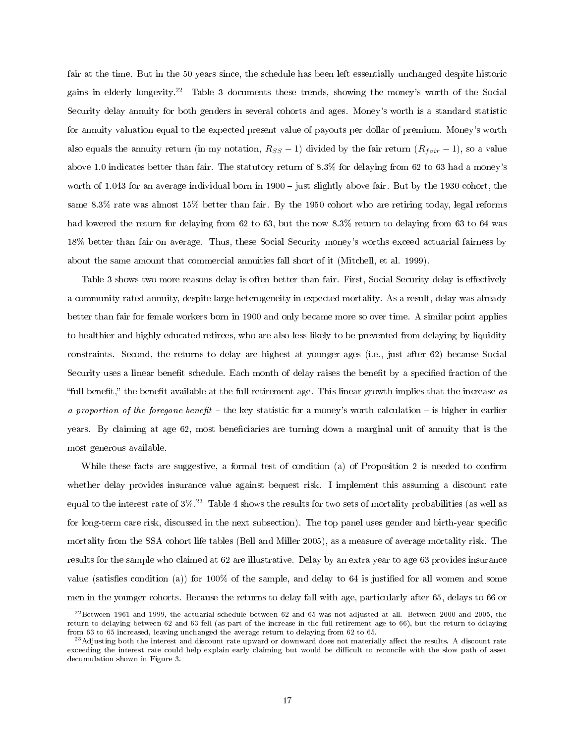fair at the time. But in the 50 years since, the schedule has been left essentially unchanged despite historic gains in elderly longevity.[22] Table 3 documents these trends, showing the money's worth of the Social Security delay annuity for both genders in several cohorts and ages. Money's worth is a standard statistic for annuity valuation equal to the expected present value of payouts per dollar of premium. Money's worth also equals the annuity return (in my notation, $R_{SS} - 1$) divided by the fair return ($R_{fair} - 1$), so a value above 1.0 indicates better than fair. The statutory return of 8.3% for delaying from 62 to 63 had a money's worth of 1.043 for an average individual born in 1900 – just slightly above fair. But by the 1930 cohort, the same 8.3% rate was almost 15% better than fair. By the 1950 cohort who are retiring today, legal reforms had lowered the return for delaying from 62 to 63, but the now 8.3% return to delaying from 63 to 64 was 18% better than fair on average. Thus, these Social Security money's worths exceed actuarial fairness by about the same amount that commercial annuities fall short of it (Mitchell, et al. 1999).

Table 3 shows two more reasons delay is often better than fair. First, Social Security delay is effectively a community rated annuity, despite large heterogeneity in expected mortality. As a result, delay was already better than fair for female workers born in 1900 and only became more so over time. A similar point applies to healthier and highly educated retirees, who are also less likely to be prevented from delaying by liquidity constraints. Second, the returns to delay are highest at younger ages (i.e., just after 62) because Social Security uses a linear benefit schedule. Each month of delay raises the benefit by a specified fraction of the "full benefit," the benefit available at the full retirement age. This linear growth implies that the increase *as a proportion of the foregone benefit* – the key statistic for a money's worth calculation – is higher in earlier years. By claiming at age 62, most beneficiaries are turning down a marginal unit of annuity that is the most generous available.

While these facts are suggestive, a formal test of condition (a) of Proposition 2 is needed to confirm whether delay provides insurance value against bequest risk. I implement this assuming a discount rate equal to the interest rate of 3%.[23] Table 4 shows the results for two sets of mortality probabilities (as well as for long-term care risk, discussed in the next subsection). The top panel uses gender and birth-year specific mortality from the SSA cohort life tables (Bell and Miller 2005), as a measure of average mortality risk. The results for the sample who claimed at 62 are illustrative. Delay by an extra year to age 63 provides insurance value (satisfies condition (a)) for 100% of the sample, and delay to 64 is justified for all women and some men in the younger cohorts. Because the returns to delay fall with age, particularly after 65, delays to 66 or

[22] Between 1961 and 1999, the actuarial schedule between 62 and 65 was not adjusted at all. Between 2000 and 2005, the return to delaying between 62 and 63 fell (as part of the increase in the full retirement age to 66), but the return to delaying from 63 to 65 increased, leaving unchanged the average return to delaying from 62 to 65.

[23] Adjusting both the interest and discount rate upward or downward does not materially affect the results. A discount rate exceeding the interest rate could help explain early claiming but would be difficult to reconcile with the slow path of asset decumulation shown in Figure 3.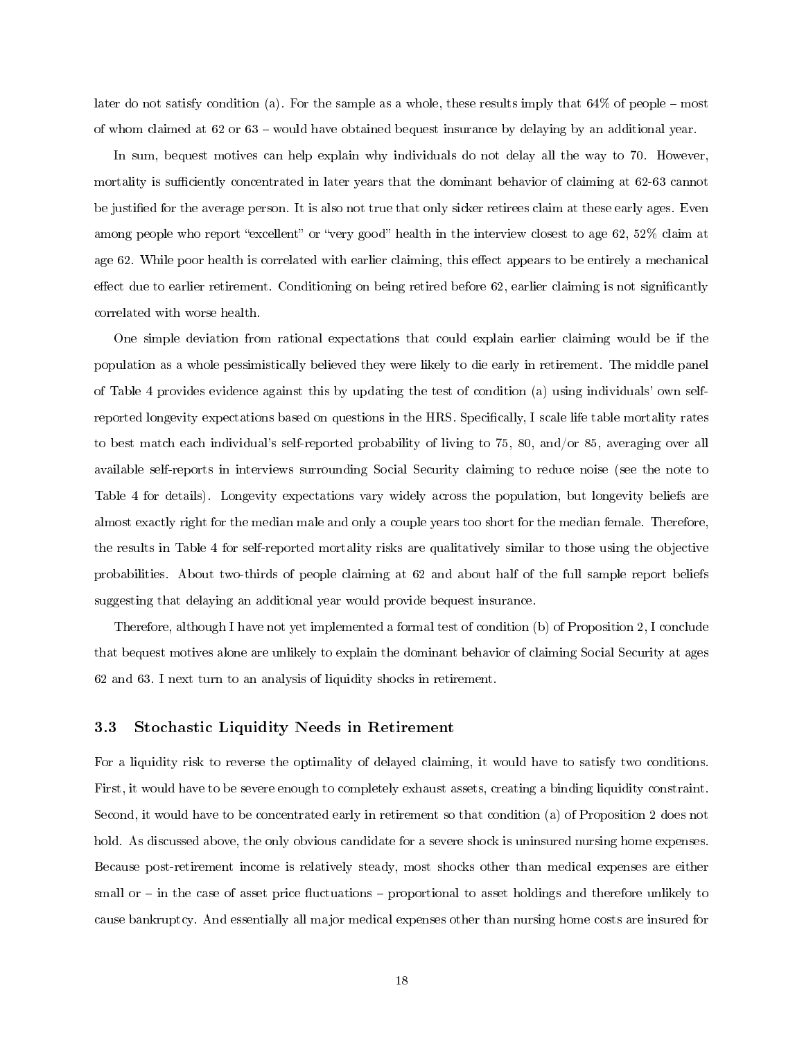later do not satisfy condition (a). For the sample as a whole, these results imply that 64% of people – most of whom claimed at 62 or 63 – would have obtained bequest insurance by delaying by an additional year.

In sum, bequest motives can help explain why individuals do not delay all the way to 70. However, mortality is sufficiently concentrated in later years that the dominant behavior of claiming at 62-63 cannot be justified for the average person. It is also not true that only sicker retirees claim at these early ages. Even among people who report "excellent" or "very good" health in the interview closest to age 62, 52% claim at age 62. While poor health is correlated with earlier claiming, this effect appears to be entirely a mechanical effect due to earlier retirement. Conditioning on being retired before 62, earlier claiming is not significantly correlated with worse health.

One simple deviation from rational expectations that could explain earlier claiming would be if the population as a whole pessimistically believed they were likely to die early in retirement. The middle panel of Table 4 provides evidence against this by updating the test of condition (a) using individuals' own self-reported longevity expectations based on questions in the HRS. Specifically, I scale life table mortality rates to best match each individual's self-reported probability of living to 75, 80, and/or 85, averaging over all available self-reports in interviews surrounding Social Security claiming to reduce noise (see the note to Table 4 for details). Longevity expectations vary widely across the population, but longevity beliefs are almost exactly right for the median male and only a couple years too short for the median female. Therefore, the results in Table 4 for self-reported mortality risks are qualitatively similar to those using the objective probabilities. About two-thirds of people claiming at 62 and about half of the full sample report beliefs suggesting that delaying an additional year would provide bequest insurance.

Therefore, although I have not yet implemented a formal test of condition (b) of Proposition 2, I conclude that bequest motives alone are unlikely to explain the dominant behavior of claiming Social Security at ages 62 and 63. I next turn to an analysis of liquidity shocks in retirement.

### 3.3 Stochastic Liquidity Needs in Retirement

For a liquidity risk to reverse the optimality of delayed claiming, it would have to satisfy two conditions. First, it would have to be severe enough to completely exhaust assets, creating a binding liquidity constraint. Second, it would have to be concentrated early in retirement so that condition (a) of Proposition 2 does not hold. As discussed above, the only obvious candidate for a severe shock is uninsured nursing home expenses. Because post-retirement income is relatively steady, most shocks other than medical expenses are either small or – in the case of asset price fluctuations – proportional to asset holdings and therefore unlikely to cause bankruptcy. And essentially all major medical expenses other than nursing home costs are insured for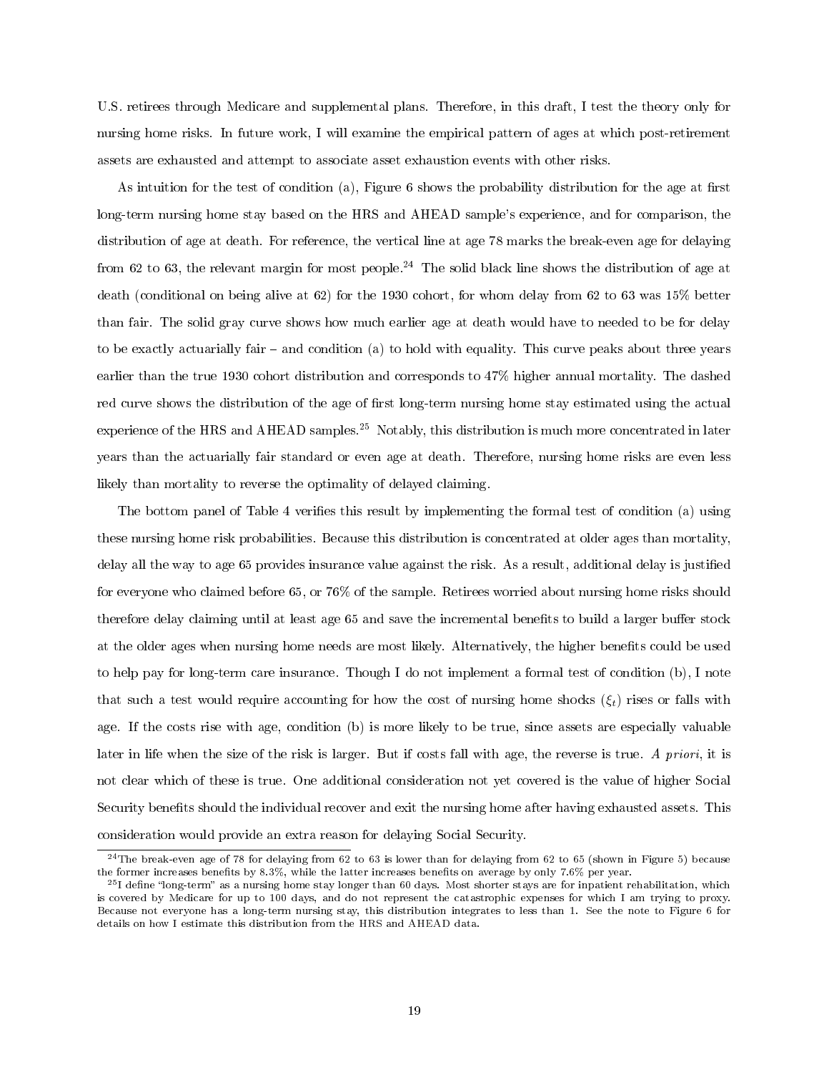U.S. retirees through Medicare and supplemental plans. Therefore, in this draft, I test the theory only for nursing home risks. In future work, I will examine the empirical pattern of ages at which post-retirement assets are exhausted and attempt to associate asset exhaustion events with other risks.

As intuition for the test of condition (a), Figure 6 shows the probability distribution for the age at first long-term nursing home stay based on the HRS and AHEAD sample's experience, and for comparison, the distribution of age at death. For reference, the vertical line at age 78 marks the break-even age for delaying from 62 to 63, the relevant margin for most people.[24] The solid black line shows the distribution of age at death (conditional on being alive at 62) for the 1930 cohort, for whom delay from 62 to 63 was 15% better than fair. The solid gray curve shows how much earlier age at death would have to needed to be for delay to be exactly actuarially fair – and condition (a) to hold with equality. This curve peaks about three years earlier than the true 1930 cohort distribution and corresponds to 47% higher annual mortality. The dashed red curve shows the distribution of the age of first long-term nursing home stay estimated using the actual experience of the HRS and AHEAD samples.[25] Notably, this distribution is much more concentrated in later years than the actuarially fair standard or even age at death. Therefore, nursing home risks are even less likely than mortality to reverse the optimality of delayed claiming.

The bottom panel of Table 4 verifies this result by implementing the formal test of condition (a) using these nursing home risk probabilities. Because this distribution is concentrated at older ages than mortality, delay all the way to age 65 provides insurance value against the risk. As a result, additional delay is justified for everyone who claimed before 65, or 76% of the sample. Retirees worried about nursing home risks should therefore delay claiming until at least age 65 and save the incremental benefits to build a larger buffer stock at the older ages when nursing home needs are most likely. Alternatively, the higher benefits could be used to help pay for long-term care insurance. Though I do not implement a formal test of condition (b), I note that such a test would require accounting for how the cost of nursing home shocks ($\xi_t$) rises or falls with age. If the costs rise with age, condition (b) is more likely to be true, since assets are especially valuable later in life when the size of the risk is larger. But if costs fall with age, the reverse is true. *A priori*, it is not clear which of these is true. One additional consideration not yet covered is the value of higher Social Security benefits should the individual recover and exit the nursing home after having exhausted assets. This consideration would provide an extra reason for delaying Social Security.

[24] The break-even age of 78 for delaying from 62 to 63 is lower than for delaying from 62 to 65 (shown in Figure 5) because the former increases benefits by 8.3%, while the latter increases benefits on average by only 7.6% per year.

[25] I define "long-term" as a nursing home stay longer than 60 days. Most shorter stays are for inpatient rehabilitation, which is covered by Medicare for up to 100 days, and do not represent the catastrophic expenses for which I am trying to proxy. Because not everyone has a long-term nursing stay, this distribution integrates to less than 1. See the note to Figure 6 for details on how I estimate this distribution from the HRS and AHEAD data.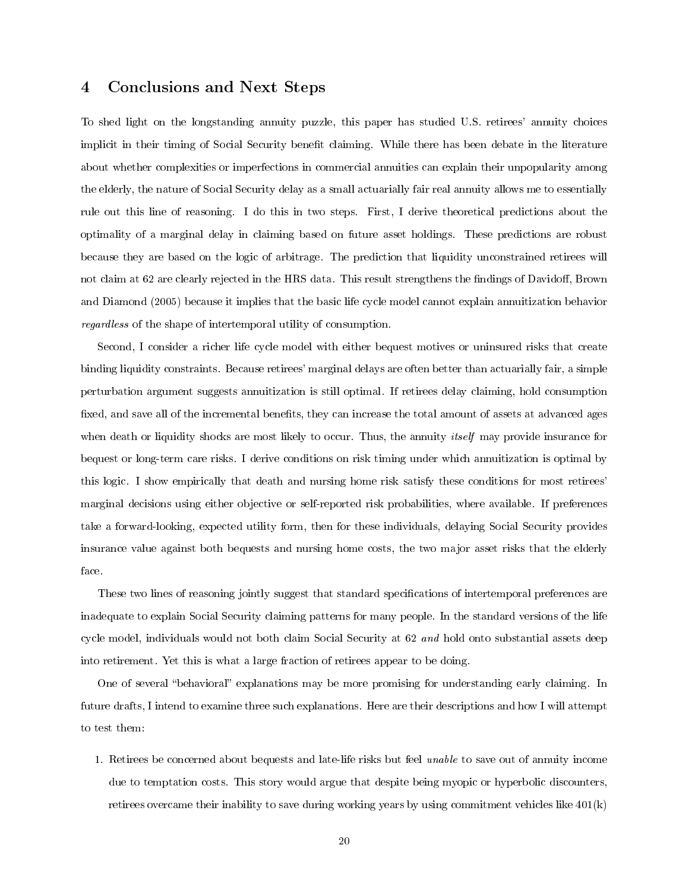## 4 Conclusions and Next Steps

To shed light on the longstanding annuity puzzle, this paper has studied U.S. retirees' annuity choices implicit in their timing of Social Security benefit claiming. While there has been debate in the literature about whether complexities or imperfections in commercial annuities can explain their unpopularity among the elderly, the nature of Social Security delay as a small actuarially fair real annuity allows me to essentially rule out this line of reasoning. I do this in two steps. First, I derive theoretical predictions about the optimality of a marginal delay in claiming based on future asset holdings. These predictions are robust because they are based on the logic of arbitrage. The prediction that liquidity unconstrained retirees will not claim at 62 are clearly rejected in the HRS data. This result strengthens the findings of Davidoff, Brown and Diamond (2005) because it implies that the basic life cycle model cannot explain annuitization behavior *regardless* of the shape of intertemporal utility of consumption.

Second, I consider a richer life cycle model with either bequest motives or uninsured risks that create binding liquidity constraints. Because retirees' marginal delays are often better than actuarially fair, a simple perturbation argument suggests annuitization is still optimal. If retirees delay claiming, hold consumption fixed, and save all of the incremental benefits, they can increase the total amount of assets at advanced ages when death or liquidity shocks are most likely to occur. Thus, the annuity *itself* may provide insurance for bequest or long-term care risks. I derive conditions on risk timing under which annuitization is optimal by this logic. I show empirically that death and nursing home risk satisfy these conditions for most retirees' marginal decisions using either objective or self-reported risk probabilities, where available. If preferences take a forward-looking, expected utility form, then for these individuals, delaying Social Security provides insurance value against both bequests and nursing home costs, the two major asset risks that the elderly face.

These two lines of reasoning jointly suggest that standard specifications of intertemporal preferences are inadequate to explain Social Security claiming patterns for many people. In the standard versions of the life cycle model, individuals would not both claim Social Security at 62 *and* hold onto substantial assets deep into retirement. Yet this is what a large fraction of retirees appear to be doing.

One of several "behavioral" explanations may be more promising for understanding early claiming. In future drafts, I intend to examine three such explanations. Here are their descriptions and how I will attempt to test them:

1. Retirees be concerned about bequests and late-life risks but feel *unable* to save out of annuity income due to temptation costs. This story would argue that despite being myopic or hyperbolic discounters, retirees overcame their inability to save during working years by using commitment vehicles like 401(k)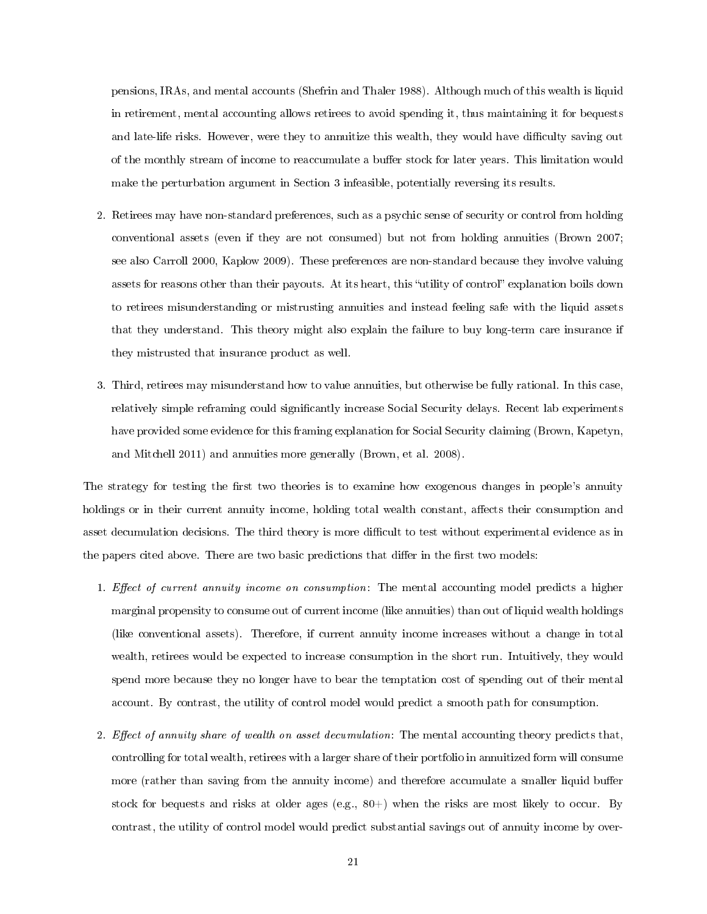pensions, IRAs, and mental accounts (Shefrin and Thaler 1988). Although much of this wealth is liquid in retirement, mental accounting allows retirees to avoid spending it, thus maintaining it for bequests and late-life risks. However, were they to annuitize this wealth, they would have difficulty saving out of the monthly stream of income to reaccumulate a buffer stock for later years. This limitation would make the perturbation argument in Section 3 infeasible, potentially reversing its results.

2. Retirees may have non-standard preferences, such as a psychic sense of security or control from holding conventional assets (even if they are not consumed) but not from holding annuities (Brown 2007; see also Carroll 2000, Kaplow 2009). These preferences are non-standard because they involve valuing assets for reasons other than their payouts. At its heart, this "utility of control" explanation boils down to retirees misunderstanding or mistrusting annuities and instead feeling safe with the liquid assets that they understand. This theory might also explain the failure to buy long-term care insurance if they mistrusted that insurance product as well.

3. Third, retirees may misunderstand how to value annuities, but otherwise be fully rational. In this case, relatively simple reframing could significantly increase Social Security delays. Recent lab experiments have provided some evidence for this framing explanation for Social Security claiming (Brown, Kapetyn, and Mitchell 2011) and annuities more generally (Brown, et al. 2008).

The strategy for testing the first two theories is to examine how exogenous changes in people's annuity holdings or in their current annuity income, holding total wealth constant, affects their consumption and asset decumulation decisions. The third theory is more difficult to test without experimental evidence as in the papers cited above. There are two basic predictions that differ in the first two models:

1. *Effect of current annuity income on consumption*: The mental accounting model predicts a higher marginal propensity to consume out of current income (like annuities) than out of liquid wealth holdings (like conventional assets). Therefore, if current annuity income increases without a change in total wealth, retirees would be expected to increase consumption in the short run. Intuitively, they would spend more because they no longer have to bear the temptation cost of spending out of their mental account. By contrast, the utility of control model would predict a smooth path for consumption.

2. *Effect of annuity share of wealth on asset decumulation*: The mental accounting theory predicts that, controlling for total wealth, retirees with a larger share of their portfolio in annuitized form will consume more (rather than saving from the annuity income) and therefore accumulate a smaller liquid buffer stock for bequests and risks at older ages (e.g., 80+) when the risks are most likely to occur. By contrast, the utility of control model would predict substantial savings out of annuity income by over-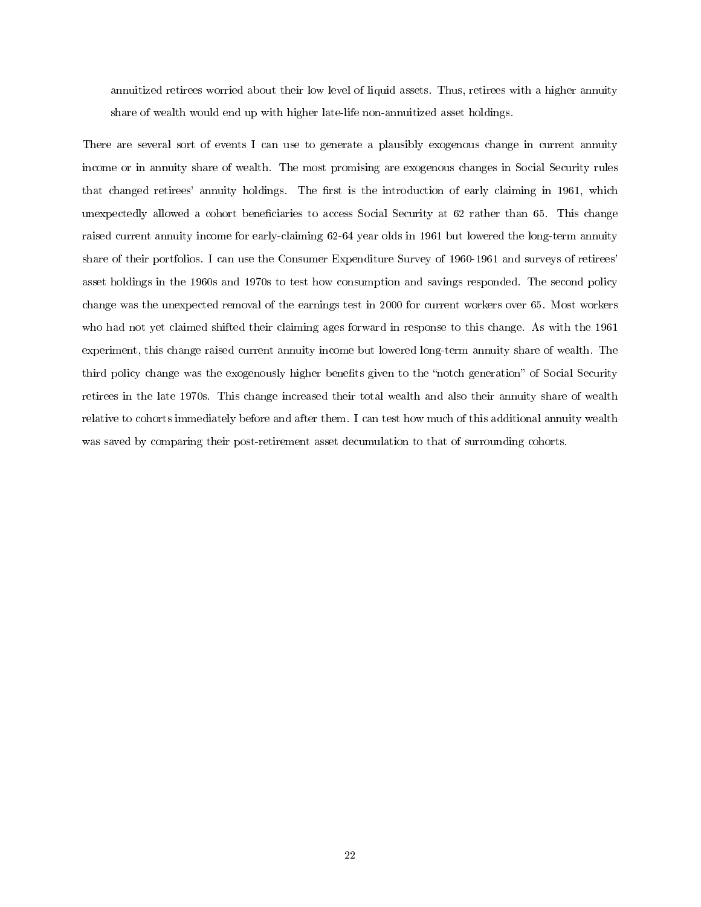annuitized retirees worried about their low level of liquid assets. Thus, retirees with a higher annuity share of wealth would end up with higher late-life non-annuitized asset holdings.

There are several sort of events I can use to generate a plausibly exogenous change in current annuity income or in annuity share of wealth. The most promising are exogenous changes in Social Security rules that changed retirees' annuity holdings. The first is the introduction of early claiming in 1961, which unexpectedly allowed a cohort beneficiaries to access Social Security at 62 rather than 65. This change raised current annuity income for early-claiming 62-64 year olds in 1961 but lowered the long-term annuity share of their portfolios. I can use the Consumer Expenditure Survey of 1960-1961 and surveys of retirees' asset holdings in the 1960s and 1970s to test how consumption and savings responded. The second policy change was the unexpected removal of the earnings test in 2000 for current workers over 65. Most workers who had not yet claimed shifted their claiming ages forward in response to this change. As with the 1961 experiment, this change raised current annuity income but lowered long-term annuity share of wealth. The third policy change was the exogenously higher benefits given to the "notch generation" of Social Security retirees in the late 1970s. This change increased their total wealth and also their annuity share of wealth relative to cohorts immediately before and after them. I can test how much of this additional annuity wealth was saved by comparing their post-retirement asset decumulation to that of surrounding cohorts.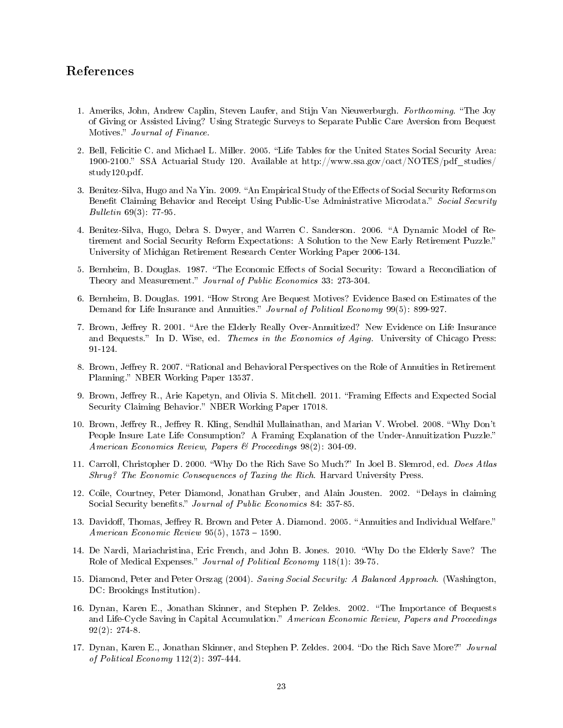## References

1. Ameriks, John, Andrew Caplin, Steven Laufer, and Stijn Van Nieuwerburgh. *Forthcoming.* "The Joy of Giving or Assisted Living? Using Strategic Surveys to Separate Public Care Aversion from Bequest Motives." *Journal of Finance.*

2. Bell, Felicitie C. and Michael L. Miller. 2005. "Life Tables for the United States Social Security Area: 1900-2100." SSA Actuarial Study 120. Available at http://www.ssa.gov/oact/NOTES/pdf_studies/study120.pdf.

3. Benitez-Silva, Hugo and Na Yin. 2009. "An Empirical Study of the Effects of Social Security Reforms on Benefit Claiming Behavior and Receipt Using Public-Use Administrative Microdata." *Social Security Bulletin* 69(3): 77-95.

4. Benitez-Silva, Hugo, Debra S. Dwyer, and Warren C. Sanderson. 2006. "A Dynamic Model of Retirement and Social Security Reform Expectations: A Solution to the New Early Retirement Puzzle." University of Michigan Retirement Research Center Working Paper 2006-134.

5. Bernheim, B. Douglas. 1987. "The Economic Effects of Social Security: Toward a Reconciliation of Theory and Measurement." *Journal of Public Economics* 33: 273-304.

6. Bernheim, B. Douglas. 1991. "How Strong Are Bequest Motives? Evidence Based on Estimates of the Demand for Life Insurance and Annuities." *Journal of Political Economy* 99(5): 899-927.

7. Brown, Jeffrey R. 2001. "Are the Elderly Really Over-Annuitized? New Evidence on Life Insurance and Bequests." In D. Wise, ed. *Themes in the Economics of Aging.* University of Chicago Press: 91-124.

8. Brown, Jeffrey R. 2007. "Rational and Behavioral Perspectives on the Role of Annuities in Retirement Planning." NBER Working Paper 13537.

9. Brown, Jeffrey R., Arie Kapetyn, and Olivia S. Mitchell. 2011. "Framing Effects and Expected Social Security Claiming Behavior." NBER Working Paper 17018.

10. Brown, Jeffrey R., Jeffrey R. Kling, Sendhil Mullainathan, and Marian V. Wrobel. 2008. "Why Don't People Insure Late Life Consumption? A Framing Explanation of the Under-Annuitization Puzzle." *American Economics Review, Papers & Proceedings* 98(2): 304-09.

11. Carroll, Christopher D. 2000. "Why Do the Rich Save So Much?" In Joel B. Slemrod, ed. *Does Atlas Shrug? The Economic Consequences of Taxing the Rich.* Harvard University Press.

12. Coile, Courtney, Peter Diamond, Jonathan Gruber, and Alain Jousten. 2002. "Delays in claiming Social Security benefits." *Journal of Public Economics* 84: 357-85.

13. Davidoff, Thomas, Jeffrey R. Brown and Peter A. Diamond. 2005. "Annuities and Individual Welfare." *American Economic Review* 95(5), 1573 – 1590.

14. De Nardi, Mariachristina, Eric French, and John B. Jones. 2010. "Why Do the Elderly Save? The Role of Medical Expenses." *Journal of Political Economy* 118(1): 39-75.

15. Diamond, Peter and Peter Orszag (2004). *Saving Social Security: A Balanced Approach.* (Washington, DC: Brookings Institution).

16. Dynan, Karen E., Jonathan Skinner, and Stephen P. Zeldes. 2002. "The Importance of Bequests and Life-Cycle Saving in Capital Accumulation." *American Economic Review, Papers and Proceedings* 92(2): 274-8.

17. Dynan, Karen E., Jonathan Skinner, and Stephen P. Zeldes. 2004. "Do the Rich Save More?" *Journal of Political Economy* 112(2): 397-444.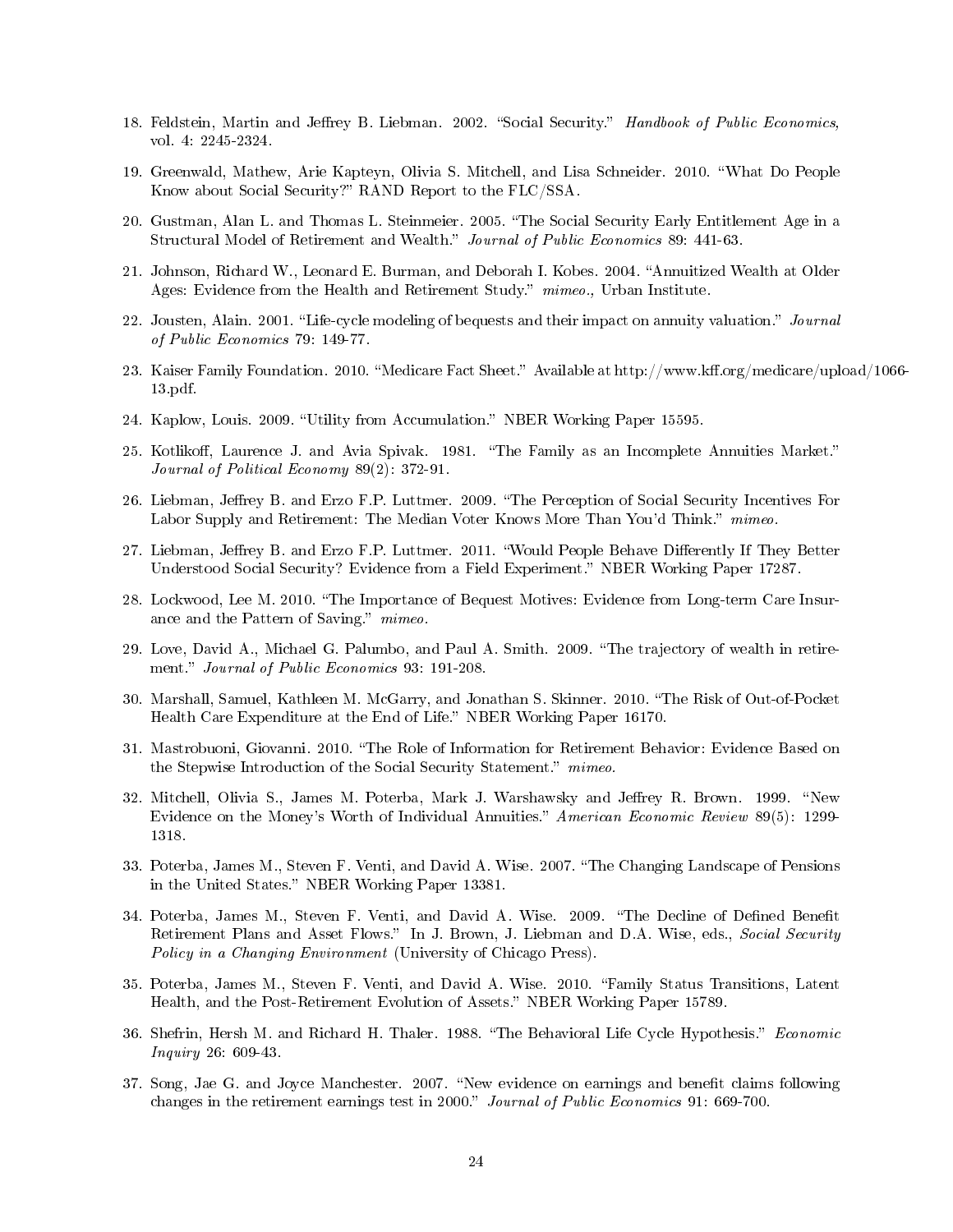18. Feldstein, Martin and Jeffrey B. Liebman. 2002. "Social Security." *Handbook of Public Economics*, vol. 4: 2245-2324.

19. Greenwald, Mathew, Arie Kapteyn, Olivia S. Mitchell, and Lisa Schneider. 2010. "What Do People Know about Social Security?" RAND Report to the FLC/SSA.

20. Gustman, Alan L. and Thomas L. Steinmeier. 2005. "The Social Security Early Entitlement Age in a Structural Model of Retirement and Wealth." *Journal of Public Economics* 89: 441-63.

21. Johnson, Richard W., Leonard E. Burman, and Deborah I. Kobes. 2004. "Annuitized Wealth at Older Ages: Evidence from the Health and Retirement Study." *mimeo.,* Urban Institute.

22. Jousten, Alain. 2001. "Life-cycle modeling of bequests and their impact on annuity valuation." *Journal of Public Economics* 79: 149-77.

23. Kaiser Family Foundation. 2010. "Medicare Fact Sheet." Available at http://www.kff.org/medicare/upload/1066-13.pdf.

24. Kaplow, Louis. 2009. "Utility from Accumulation." NBER Working Paper 15595.

25. Kotlikoff, Laurence J. and Avia Spivak. 1981. "The Family as an Incomplete Annuities Market." *Journal of Political Economy* 89(2): 372-91.

26. Liebman, Jeffrey B. and Erzo F.P. Luttmer. 2009. "The Perception of Social Security Incentives For Labor Supply and Retirement: The Median Voter Knows More Than You'd Think." *mimeo.*

27. Liebman, Jeffrey B. and Erzo F.P. Luttmer. 2011. "Would People Behave Differently If They Better Understood Social Security? Evidence from a Field Experiment." NBER Working Paper 17287.

28. Lockwood, Lee M. 2010. "The Importance of Bequest Motives: Evidence from Long-term Care Insurance and the Pattern of Saving." *mimeo.*

29. Love, David A., Michael G. Palumbo, and Paul A. Smith. 2009. "The trajectory of wealth in retirement." *Journal of Public Economics* 93: 191-208.

30. Marshall, Samuel, Kathleen M. McGarry, and Jonathan S. Skinner. 2010. "The Risk of Out-of-Pocket Health Care Expenditure at the End of Life." NBER Working Paper 16170.

31. Mastrobuoni, Giovanni. 2010. "The Role of Information for Retirement Behavior: Evidence Based on the Stepwise Introduction of the Social Security Statement." *mimeo.*

32. Mitchell, Olivia S., James M. Poterba, Mark J. Warshawsky and Jeffrey R. Brown. 1999. "New Evidence on the Money's Worth of Individual Annuities." *American Economic Review* 89(5): 1299-1318.

33. Poterba, James M., Steven F. Venti, and David A. Wise. 2007. "The Changing Landscape of Pensions in the United States." NBER Working Paper 13381.

34. Poterba, James M., Steven F. Venti, and David A. Wise. 2009. "The Decline of Defined Benefit Retirement Plans and Asset Flows." In J. Brown, J. Liebman and D.A. Wise, eds., *Social Security Policy in a Changing Environment* (University of Chicago Press).

35. Poterba, James M., Steven F. Venti, and David A. Wise. 2010. "Family Status Transitions, Latent Health, and the Post-Retirement Evolution of Assets." NBER Working Paper 15789.

36. Shefrin, Hersh M. and Richard H. Thaler. 1988. "The Behavioral Life Cycle Hypothesis." *Economic Inquiry* 26: 609-43.

37. Song, Jae G. and Joyce Manchester. 2007. "New evidence on earnings and benefit claims following changes in the retirement earnings test in 2000." *Journal of Public Economics* 91: 669-700.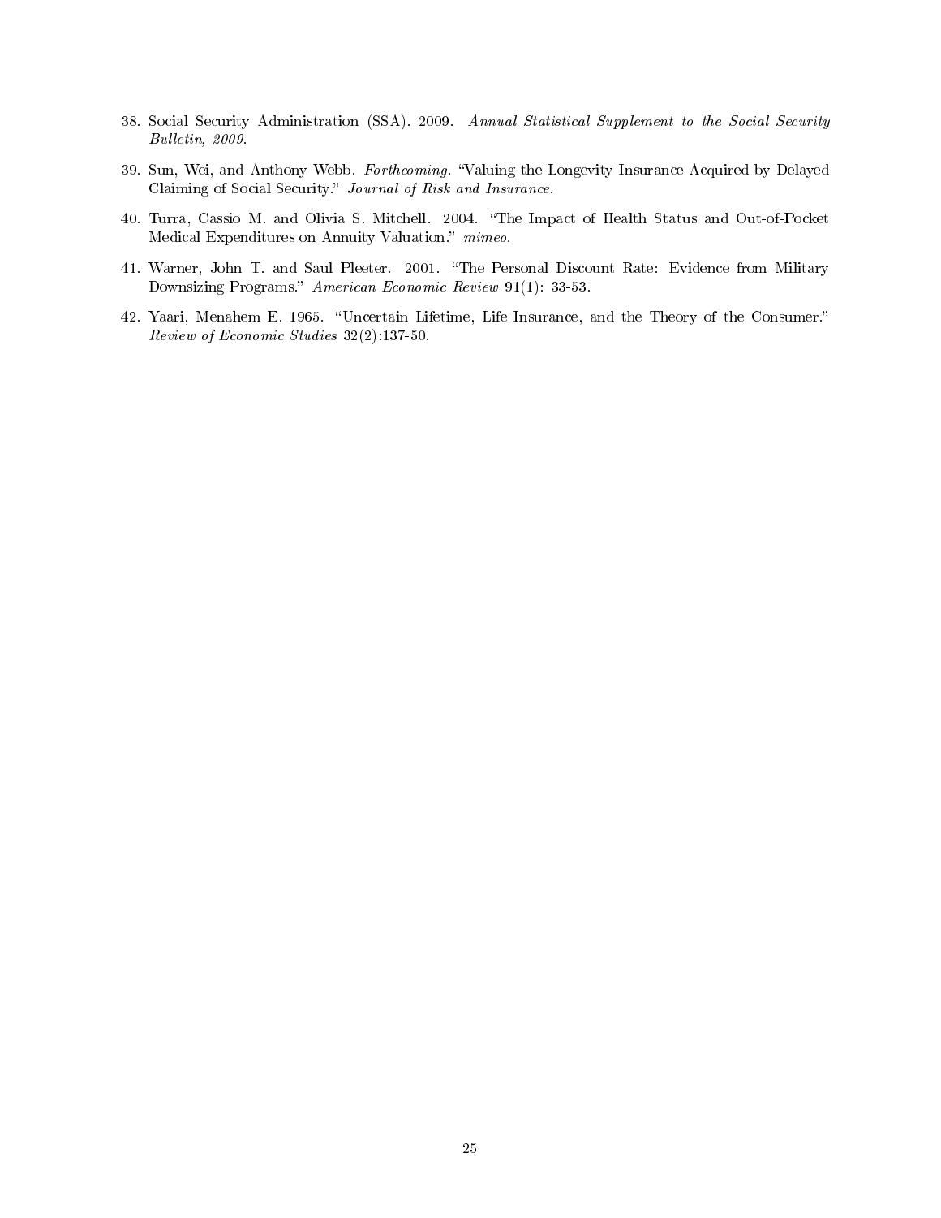38. Social Security Administration (SSA). 2009. *Annual Statistical Supplement to the Social Security Bulletin, 2009.*

39. Sun, Wei, and Anthony Webb. *Forthcoming.* "Valuing the Longevity Insurance Acquired by Delayed Claiming of Social Security." *Journal of Risk and Insurance.*

40. Turra, Cassio M. and Olivia S. Mitchell. 2004. "The Impact of Health Status and Out-of-Pocket Medical Expenditures on Annuity Valuation." *mimeo.*

41. Warner, John T. and Saul Pleeter. 2001. "The Personal Discount Rate: Evidence from Military Downsizing Programs." *American Economic Review* 91(1): 33-53.

42. Yaari, Menahem E. 1965. "Uncertain Lifetime, Life Insurance, and the Theory of the Consumer." *Review of Economic Studies* 32(2):137-50.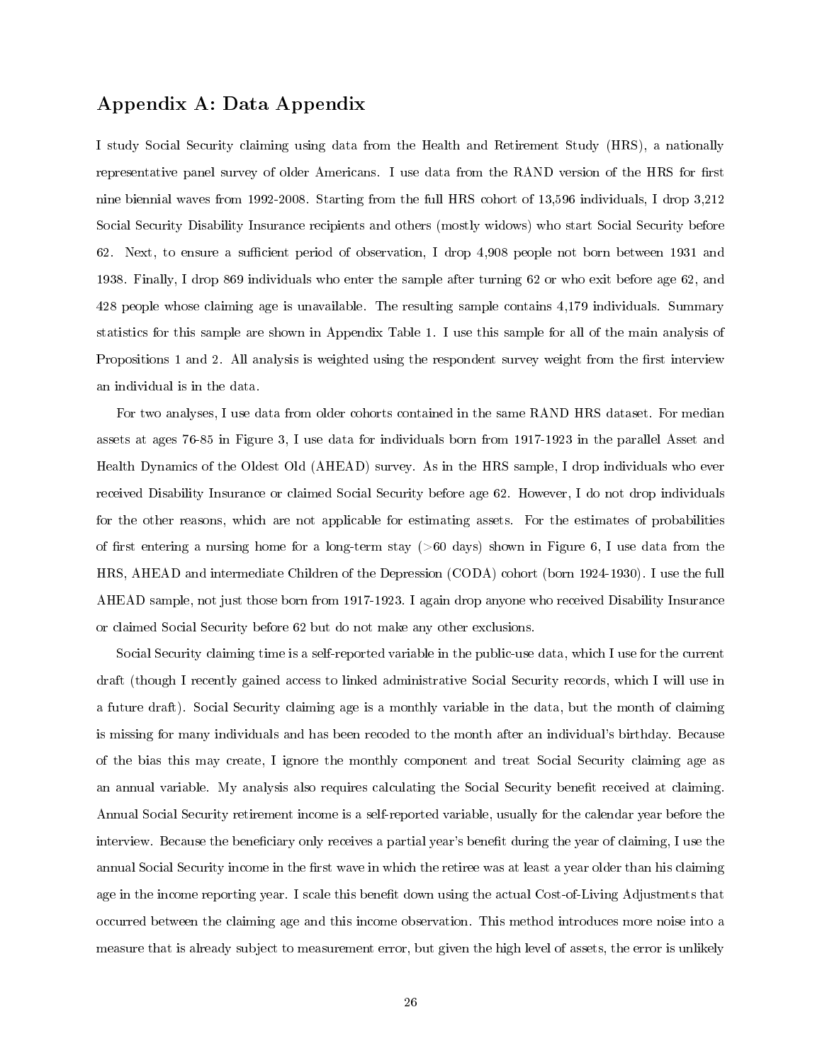## Appendix A: Data Appendix

I study Social Security claiming using data from the Health and Retirement Study (HRS), a nationally representative panel survey of older Americans. I use data from the RAND version of the HRS for first nine biennial waves from 1992-2008. Starting from the full HRS cohort of 13,596 individuals, I drop 3,212 Social Security Disability Insurance recipients and others (mostly widows) who start Social Security before 62. Next, to ensure a sufficient period of observation, I drop 4,908 people not born between 1931 and 1938. Finally, I drop 869 individuals who enter the sample after turning 62 or who exit before age 62, and 428 people whose claiming age is unavailable. The resulting sample contains 4,179 individuals. Summary statistics for this sample are shown in Appendix Table 1. I use this sample for all of the main analysis of Propositions 1 and 2. All analysis is weighted using the respondent survey weight from the first interview an individual is in the data.

For two analyses, I use data from older cohorts contained in the same RAND HRS dataset. For median assets at ages 76-85 in Figure 3, I use data for individuals born from 1917-1923 in the parallel Asset and Health Dynamics of the Oldest Old (AHEAD) survey. As in the HRS sample, I drop individuals who ever received Disability Insurance or claimed Social Security before age 62. However, I do not drop individuals for the other reasons, which are not applicable for estimating assets. For the estimates of probabilities of first entering a nursing home for a long-term stay (>60 days) shown in Figure 6, I use data from the HRS, AHEAD and intermediate Children of the Depression (CODA) cohort (born 1924-1930). I use the full AHEAD sample, not just those born from 1917-1923. I again drop anyone who received Disability Insurance or claimed Social Security before 62 but do not make any other exclusions.

Social Security claiming time is a self-reported variable in the public-use data, which I use for the current draft (though I recently gained access to linked administrative Social Security records, which I will use in a future draft). Social Security claiming age is a monthly variable in the data, but the month of claiming is missing for many individuals and has been recoded to the month after an individual's birthday. Because of the bias this may create, I ignore the monthly component and treat Social Security claiming age as an annual variable. My analysis also requires calculating the Social Security benefit received at claiming. Annual Social Security retirement income is a self-reported variable, usually for the calendar year before the interview. Because the beneficiary only receives a partial year's benefit during the year of claiming, I use the annual Social Security income in the first wave in which the retiree was at least a year older than his claiming age in the income reporting year. I scale this benefit down using the actual Cost-of-Living Adjustments that occurred between the claiming age and this income observation. This method introduces more noise into a measure that is already subject to measurement error, but given the high level of assets, the error is unlikely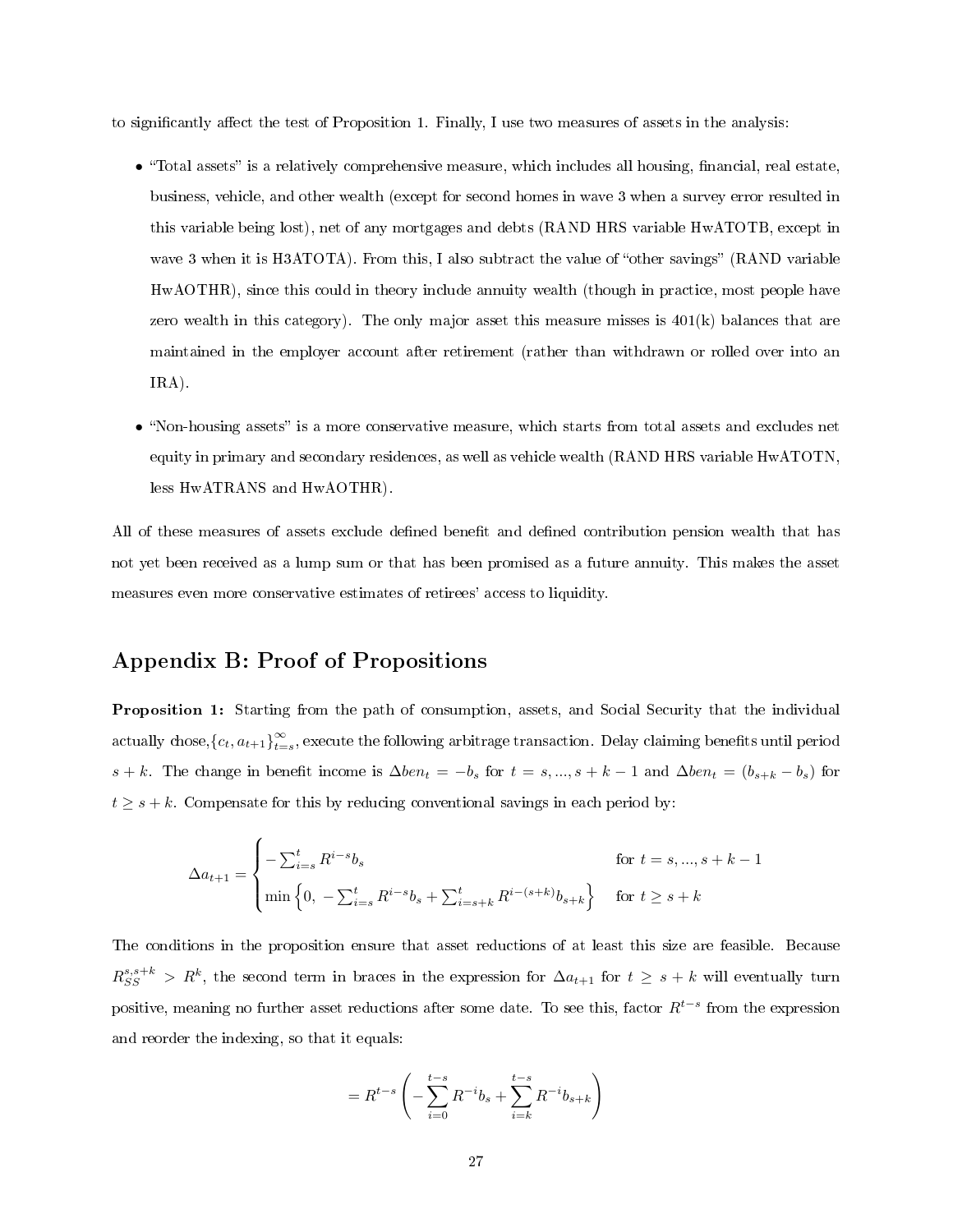to significantly affect the test of Proposition 1. Finally, I use two measures of assets in the analysis:

- "Total assets" is a relatively comprehensive measure, which includes all housing, financial, real estate, business, vehicle, and other wealth (except for second homes in wave 3 when a survey error resulted in this variable being lost), net of any mortgages and debts (RAND HRS variable HwATOTB, except in wave 3 when it is H3ATOTA). From this, I also subtract the value of "other savings" (RAND variable HwAOTHR), since this could in theory include annuity wealth (though in practice, most people have zero wealth in this category). The only major asset this measure misses is 401(k) balances that are maintained in the employer account after retirement (rather than withdrawn or rolled over into an IRA).

- "Non-housing assets" is a more conservative measure, which starts from total assets and excludes net equity in primary and secondary residences, as well as vehicle wealth (RAND HRS variable HwATOTN, less HwATRANS and HwAOTHR).

All of these measures of assets exclude defined benefit and defined contribution pension wealth that has not yet been received as a lump sum or that has been promised as a future annuity. This makes the asset measures even more conservative estimates of retirees' access to liquidity.

## Appendix B: Proof of Propositions

**Proposition 1:** Starting from the path of consumption, assets, and Social Security that the individual actually chose, $\{c_t, a_{t+1}\}_{t=s}^{\infty}$, execute the following arbitrage transaction. Delay claiming benefits until period $s+k$. The change in benefit income is $\Delta ben_t = -b_s$ for $t = s, ..., s+k-1$ and $\Delta ben_t = (b_{s+k} - b_s)$ for $t \geq s+k$. Compensate for this by reducing conventional savings in each period by:

$$\Delta a_{t+1} = \begin{cases} -\sum_{i=s}^{t} R^{i-s} b_s & \text{for } t = s, ..., s+k-1 \\ \min\left\{0,\ -\sum_{i=s}^{t} R^{i-s} b_s + \sum_{i=s+k}^{t} R^{i-(s+k)} b_{s+k}\right\} & \text{for } t \geq s+k \end{cases}$$

The conditions in the proposition ensure that asset reductions of at least this size are feasible. Because $R_{SS}^{s,s+k} > R^k$, the second term in braces in the expression for $\Delta a_{t+1}$ for $t \geq s+k$ will eventually turn positive, meaning no further asset reductions after some date. To see this, factor $R^{t-s}$ from the expression and reorder the indexing, so that it equals:

$$= R^{t-s} \left( -\sum_{i=0}^{t-s} R^{-i} b_s + \sum_{i=k}^{t-s} R^{-i} b_{s+k} \right)$$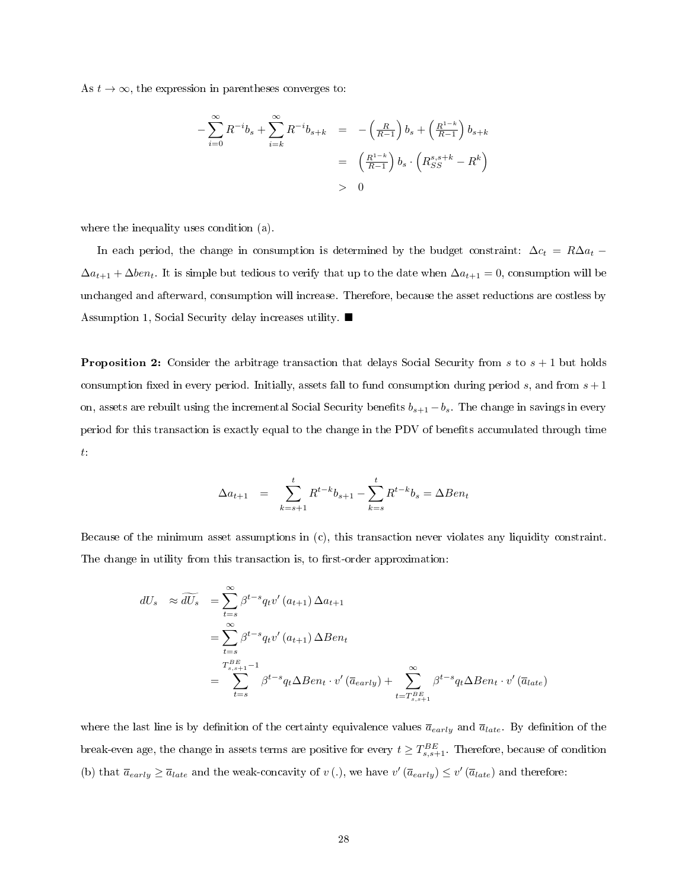As $t \to \infty$, the expression in parentheses converges to:

$$
\begin{aligned}
-\sum_{i=0}^{\infty} R^{-i} b_s + \sum_{i=k}^{\infty} R^{-i} b_{s+k} &= -\left(\tfrac{R}{R-1}\right) b_s + \left(\tfrac{R^{1-k}}{R-1}\right) b_{s+k} \\
&= \left(\tfrac{R^{1-k}}{R-1}\right) b_s \cdot \left(R_{SS}^{s,s+k} - R^k\right) \\
&> 0
\end{aligned}
$$

where the inequality uses condition (a).

In each period, the change in consumption is determined by the budget constraint: $\Delta c_t = R\Delta a_t - \Delta a_{t+1} + \Delta ben_t$. It is simple but tedious to verify that up to the date when $\Delta a_{t+1} = 0$, consumption will be unchanged and afterward, consumption will increase. Therefore, because the asset reductions are costless by Assumption 1, Social Security delay increases utility. ■

**Proposition 2:** Consider the arbitrage transaction that delays Social Security from $s$ to $s+1$ but holds consumption fixed in every period. Initially, assets fall to fund consumption during period $s$, and from $s+1$ on, assets are rebuilt using the incremental Social Security benefits $b_{s+1} - b_s$. The change in savings in every period for this transaction is exactly equal to the change in the PDV of benefits accumulated through time $t$:

$$
\Delta a_{t+1} = \sum_{k=s+1}^{t} R^{t-k} b_{s+1} - \sum_{k=s}^{t} R^{t-k} b_s = \Delta Ben_t
$$

Because of the minimum asset assumptions in (c), this transaction never violates any liquidity constraint. The change in utility from this transaction is, to first-order approximation:

$$
\begin{aligned}
dU_s \approx \widetilde{dU_s} &= \sum_{t=s}^{\infty} \beta^{t-s} q_t v'(a_{t+1}) \Delta a_{t+1} \\
&= \sum_{t=s}^{\infty} \beta^{t-s} q_t v'(a_{t+1}) \Delta Ben_t \\
&= \sum_{t=s}^{T_{s,s+1}^{BE}-1} \beta^{t-s} q_t \Delta Ben_t \cdot v'(\overline{a}_{early}) + \sum_{t=T_{s,s+1}^{BE}}^{\infty} \beta^{t-s} q_t \Delta Ben_t \cdot v'(\overline{a}_{late})
\end{aligned}
$$

where the last line is by definition of the certainty equivalence values $\overline{a}_{early}$ and $\overline{a}_{late}$. By definition of the break-even age, the change in assets terms are positive for every $t \geq T_{s,s+1}^{BE}$. Therefore, because of condition (b) that $\overline{a}_{early} \geq \overline{a}_{late}$ and the weak-concavity of $v(.)$, we have $v'(\overline{a}_{early}) \leq v'(\overline{a}_{late})$ and therefore: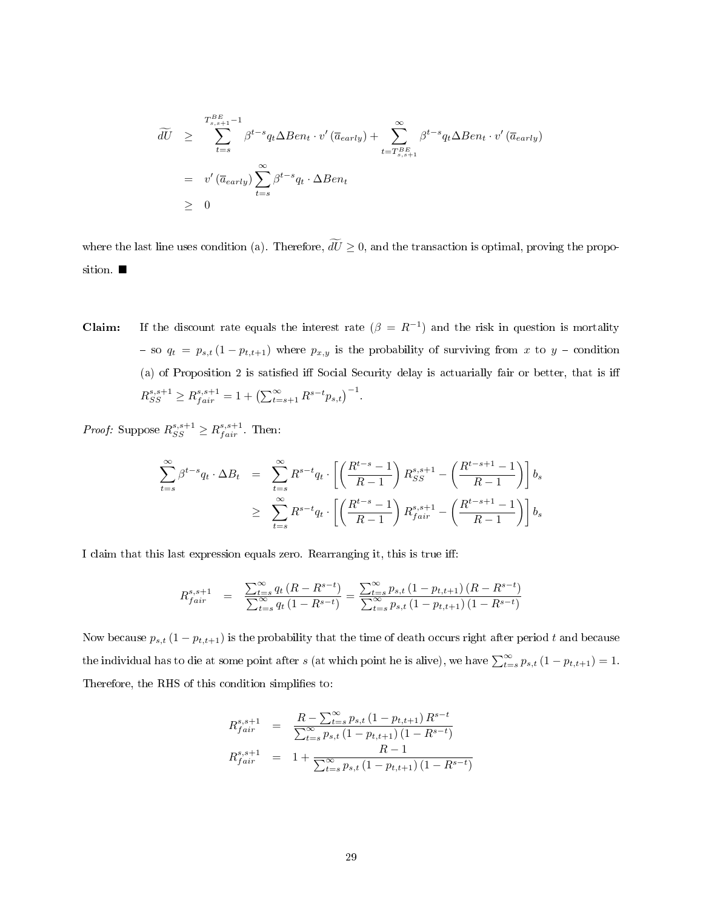$$
\begin{aligned}
\widetilde{dU} &\geq \sum_{t=s}^{T^{BE}_{s,s+1}-1} \beta^{t-s} q_t \Delta Ben_t \cdot v'\left(\overline{a}_{early}\right) + \sum_{t=T^{BE}_{s,s+1}}^{\infty} \beta^{t-s} q_t \Delta Ben_t \cdot v'\left(\overline{a}_{early}\right) \\
&= v'\left(\overline{a}_{early}\right) \sum_{t=s}^{\infty} \beta^{t-s} q_t \cdot \Delta Ben_t \\
&\geq 0
\end{aligned}
$$

where the last line uses condition (a). Therefore, $\widetilde{dU} \geq 0$, and the transaction is optimal, proving the proposition. ■

**Claim:** If the discount rate equals the interest rate ($\beta = R^{-1}$) and the risk in question is mortality – so $q_t = p_{s,t}\left(1 - p_{t,t+1}\right)$ where $p_{x,y}$ is the probability of surviving from $x$ to $y$ – condition (a) of Proposition 2 is satisfied iff Social Security delay is actuarially fair or better, that is iff $R^{s,s+1}_{SS} \geq R^{s,s+1}_{fair} = 1 + \left(\sum_{t=s+1}^{\infty} R^{s-t} p_{s,t}\right)^{-1}$.

*Proof:* Suppose $R^{s,s+1}_{SS} \geq R^{s,s+1}_{fair}$. Then:

$$
\begin{aligned}
\sum_{t=s}^{\infty} \beta^{t-s} q_t \cdot \Delta B_t &= \sum_{t=s}^{\infty} R^{s-t} q_t \cdot \left[\left(\frac{R^{t-s}-1}{R-1}\right) R^{s,s+1}_{SS} - \left(\frac{R^{t-s+1}-1}{R-1}\right)\right] b_s \\
&\geq \sum_{t=s}^{\infty} R^{s-t} q_t \cdot \left[\left(\frac{R^{t-s}-1}{R-1}\right) R^{s,s+1}_{fair} - \left(\frac{R^{t-s+1}-1}{R-1}\right)\right] b_s
\end{aligned}
$$

I claim that this last expression equals zero. Rearranging it, this is true iff:

$$
R^{s,s+1}_{fair} = \frac{\sum_{t=s}^{\infty} q_t \left(R - R^{s-t}\right)}{\sum_{t=s}^{\infty} q_t \left(1 - R^{s-t}\right)} = \frac{\sum_{t=s}^{\infty} p_{s,t}\left(1 - p_{t,t+1}\right)\left(R - R^{s-t}\right)}{\sum_{t=s}^{\infty} p_{s,t}\left(1 - p_{t,t+1}\right)\left(1 - R^{s-t}\right)}
$$

Now because $p_{s,t}\left(1 - p_{t,t+1}\right)$ is the probability that the time of death occurs right after period $t$ and because the individual has to die at some point after $s$ (at which point he is alive), we have $\sum_{t=s}^{\infty} p_{s,t}\left(1 - p_{t,t+1}\right) = 1$. Therefore, the RHS of this condition simplifies to:

$$
\begin{aligned}
R^{s,s+1}_{fair} &= \frac{R - \sum_{t=s}^{\infty} p_{s,t}\left(1 - p_{t,t+1}\right) R^{s-t}}{\sum_{t=s}^{\infty} p_{s,t}\left(1 - p_{t,t+1}\right)\left(1 - R^{s-t}\right)} \\
R^{s,s+1}_{fair} &= 1 + \frac{R - 1}{\sum_{t=s}^{\infty} p_{s,t}\left(1 - p_{t,t+1}\right)\left(1 - R^{s-t}\right)}
\end{aligned}
$$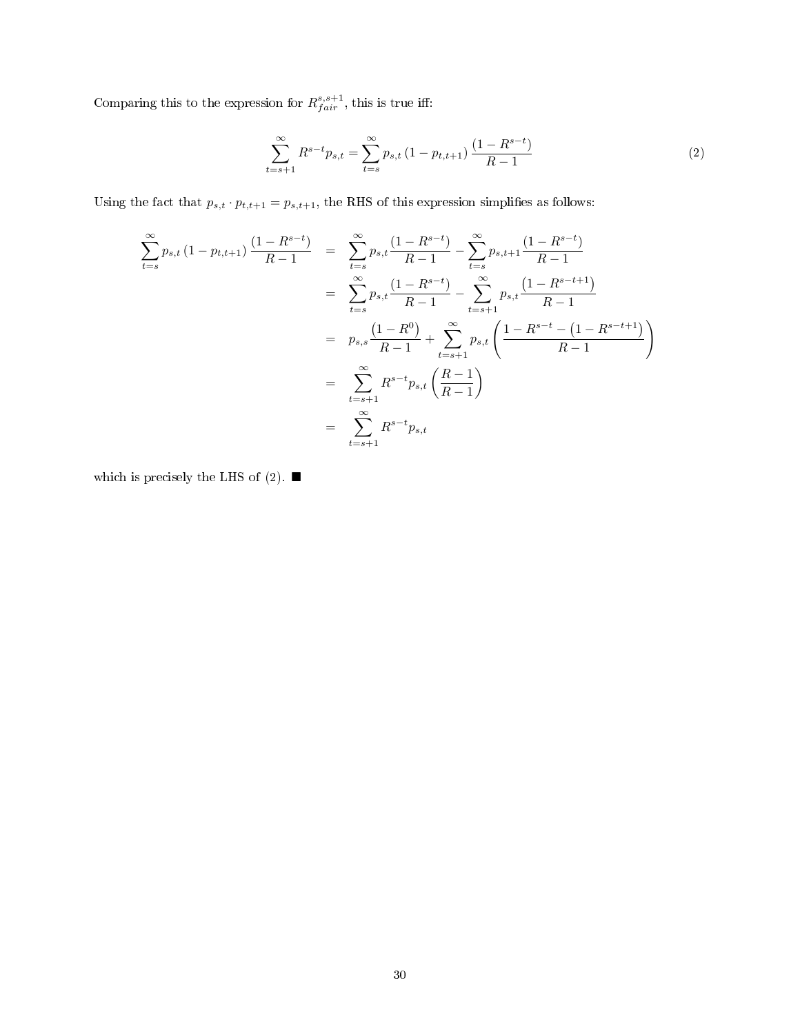Comparing this to the expression for $R_{fair}^{s,s+1}$, this is true iff:

$$\sum_{t=s+1}^{\infty} R^{s-t} p_{s,t} = \sum_{t=s}^{\infty} p_{s,t} \left(1 - p_{t,t+1}\right) \frac{\left(1 - R^{s-t}\right)}{R - 1} \tag{2}$$

Using the fact that $p_{s,t} \cdot p_{t,t+1} = p_{s,t+1}$, the RHS of this expression simplifies as follows:

$$\begin{aligned}
\sum_{t=s}^{\infty} p_{s,t} \left(1 - p_{t,t+1}\right) \frac{\left(1 - R^{s-t}\right)}{R - 1} &= \sum_{t=s}^{\infty} p_{s,t} \frac{\left(1 - R^{s-t}\right)}{R - 1} - \sum_{t=s}^{\infty} p_{s,t+1} \frac{\left(1 - R^{s-t}\right)}{R - 1} \\
&= \sum_{t=s}^{\infty} p_{s,t} \frac{\left(1 - R^{s-t}\right)}{R - 1} - \sum_{t=s+1}^{\infty} p_{s,t} \frac{\left(1 - R^{s-t+1}\right)}{R - 1} \\
&= p_{s,s} \frac{\left(1 - R^{0}\right)}{R - 1} + \sum_{t=s+1}^{\infty} p_{s,t} \left( \frac{1 - R^{s-t} - \left(1 - R^{s-t+1}\right)}{R - 1} \right) \\
&= \sum_{t=s+1}^{\infty} R^{s-t} p_{s,t} \left( \frac{R - 1}{R - 1} \right) \\
&= \sum_{t=s+1}^{\infty} R^{s-t} p_{s,t}
\end{aligned}$$

which is precisely the LHS of (2). ■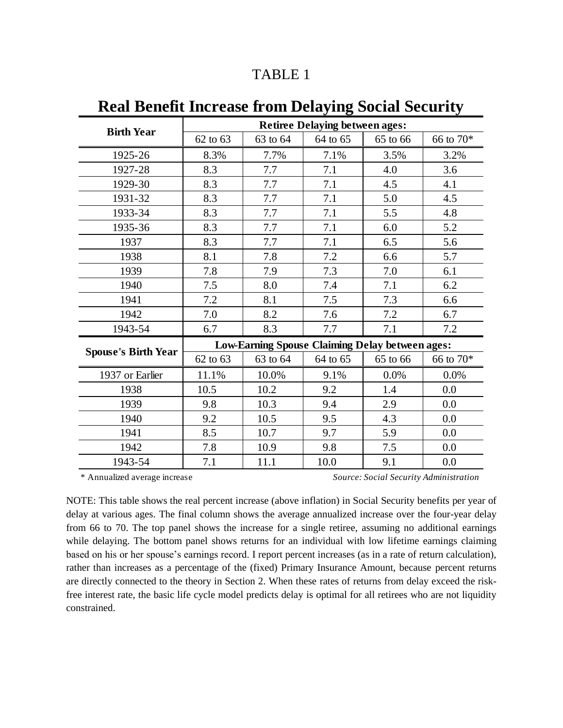TABLE 1

## Real Benefit Increase from Delaying Social Security

| Birth Year | Retiree Delaying between ages: | | | | |
|---|---|---|---|---|---|
| | 62 to 63 | 63 to 64 | 64 to 65 | 65 to 66 | 66 to 70* |
| 1925-26 | 8.3% | 7.7% | 7.1% | 3.5% | 3.2% |
| 1927-28 | 8.3 | 7.7 | 7.1 | 4.0 | 3.6 |
| 1929-30 | 8.3 | 7.7 | 7.1 | 4.5 | 4.1 |
| 1931-32 | 8.3 | 7.7 | 7.1 | 5.0 | 4.5 |
| 1933-34 | 8.3 | 7.7 | 7.1 | 5.5 | 4.8 |
| 1935-36 | 8.3 | 7.7 | 7.1 | 6.0 | 5.2 |
| 1937 | 8.3 | 7.7 | 7.1 | 6.5 | 5.6 |
| 1938 | 8.1 | 7.8 | 7.2 | 6.6 | 5.7 |
| 1939 | 7.8 | 7.9 | 7.3 | 7.0 | 6.1 |
| 1940 | 7.5 | 8.0 | 7.4 | 7.1 | 6.2 |
| 1941 | 7.2 | 8.1 | 7.5 | 7.3 | 6.6 |
| 1942 | 7.0 | 8.2 | 7.6 | 7.2 | 6.7 |
| 1943-54 | 6.7 | 8.3 | 7.7 | 7.1 | 7.2 |
| **Spouse's Birth Year** | **Low-Earning Spouse Claiming Delay between ages:** | | | | |
| | 62 to 63 | 63 to 64 | 64 to 65 | 65 to 66 | 66 to 70* |
| 1937 or Earlier | 11.1% | 10.0% | 9.1% | 0.0% | 0.0% |
| 1938 | 10.5 | 10.2 | 9.2 | 1.4 | 0.0 |
| 1939 | 9.8 | 10.3 | 9.4 | 2.9 | 0.0 |
| 1940 | 9.2 | 10.5 | 9.5 | 4.3 | 0.0 |
| 1941 | 8.5 | 10.7 | 9.7 | 5.9 | 0.0 |
| 1942 | 7.8 | 10.9 | 9.8 | 7.5 | 0.0 |
| 1943-54 | 7.1 | 11.1 | 10.0 | 9.1 | 0.0 |

\* Annualized average increase

*Source: Social Security Administration*

NOTE: This table shows the real percent increase (above inflation) in Social Security benefits per year of delay at various ages. The final column shows the average annualized increase over the four-year delay from 66 to 70. The top panel shows the increase for a single retiree, assuming no additional earnings while delaying. The bottom panel shows returns for an individual with low lifetime earnings claiming based on his or her spouse's earnings record. I report percent increases (as in a rate of return calculation), rather than increases as a percentage of the (fixed) Primary Insurance Amount, because percent returns are directly connected to the theory in Section 2. When these rates of returns from delay exceed the risk-free interest rate, the basic life cycle model predicts delay is optimal for all retirees who are not liquidity constrained.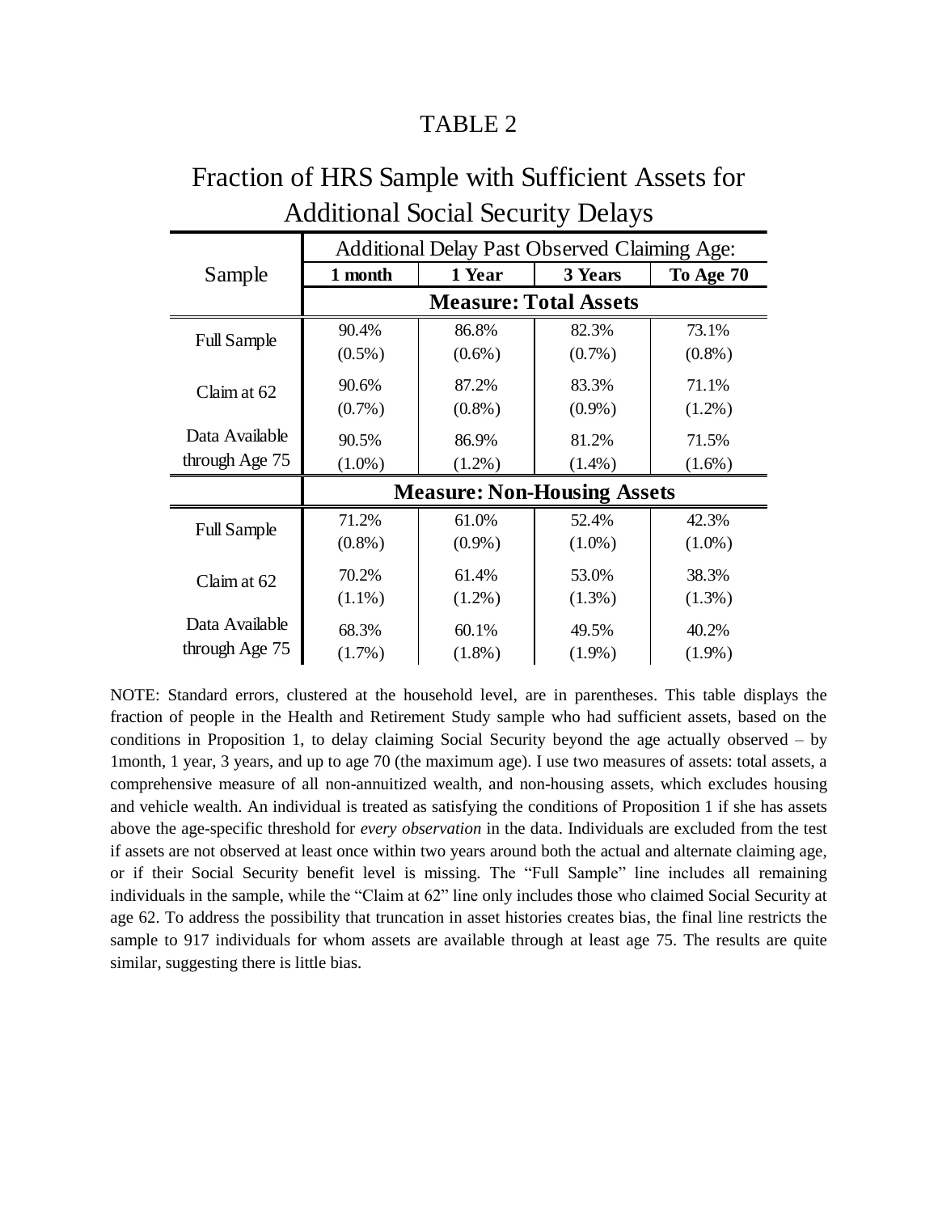# TABLE 2

## Fraction of HRS Sample with Sufficient Assets for Additional Social Security Delays

| Sample | Additional Delay Past Observed Claiming Age: | | | |
|---|---|---|---|---|
| | **1 month** | **1 Year** | **3 Years** | **To Age 70** |
| | **Measure: Total Assets** | | | |
| Full Sample | 90.4% | 86.8% | 82.3% | 73.1% |
| | (0.5%) | (0.6%) | (0.7%) | (0.8%) |
| Claim at 62 | 90.6% | 87.2% | 83.3% | 71.1% |
| | (0.7%) | (0.8%) | (0.9%) | (1.2%) |
| Data Available through Age 75 | 90.5% | 86.9% | 81.2% | 71.5% |
| | (1.0%) | (1.2%) | (1.4%) | (1.6%) |
| | **Measure: Non-Housing Assets** | | | |
| Full Sample | 71.2% | 61.0% | 52.4% | 42.3% |
| | (0.8%) | (0.9%) | (1.0%) | (1.0%) |
| Claim at 62 | 70.2% | 61.4% | 53.0% | 38.3% |
| | (1.1%) | (1.2%) | (1.3%) | (1.3%) |
| Data Available through Age 75 | 68.3% | 60.1% | 49.5% | 40.2% |
| | (1.7%) | (1.8%) | (1.9%) | (1.9%) |

NOTE: Standard errors, clustered at the household level, are in parentheses. This table displays the fraction of people in the Health and Retirement Study sample who had sufficient assets, based on the conditions in Proposition 1, to delay claiming Social Security beyond the age actually observed – by 1month, 1 year, 3 years, and up to age 70 (the maximum age). I use two measures of assets: total assets, a comprehensive measure of all non-annuitized wealth, and non-housing assets, which excludes housing and vehicle wealth. An individual is treated as satisfying the conditions of Proposition 1 if she has assets above the age-specific threshold for *every observation* in the data. Individuals are excluded from the test if assets are not observed at least once within two years around both the actual and alternate claiming age, or if their Social Security benefit level is missing. The "Full Sample" line includes all remaining individuals in the sample, while the "Claim at 62" line only includes those who claimed Social Security at age 62. To address the possibility that truncation in asset histories creates bias, the final line restricts the sample to 917 individuals for whom assets are available through at least age 75. The results are quite similar, suggesting there is little bias.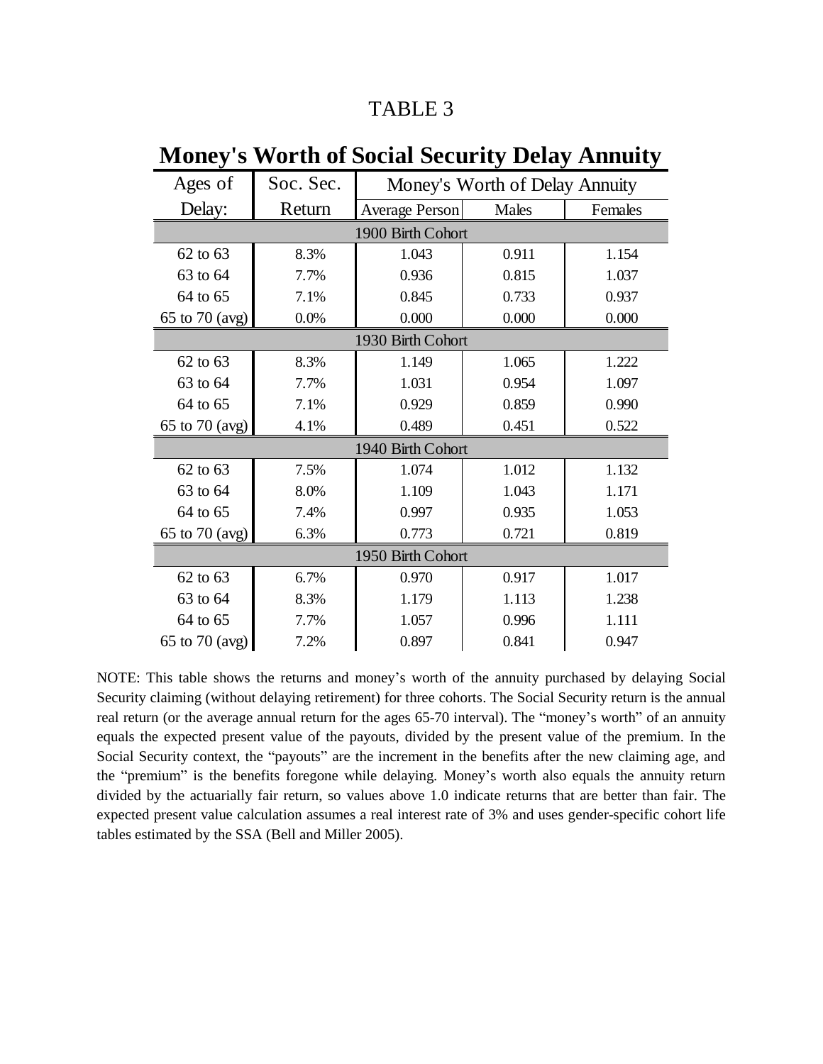# TABLE 3

## Money's Worth of Social Security Delay Annuity

| Ages of Delay: | Soc. Sec. Return | Money's Worth of Delay Annuity | | |
|---|---|---|---|---|
| | | Average Person | Males | Females |
| **1900 Birth Cohort** | | | | |
| 62 to 63 | 8.3% | 1.043 | 0.911 | 1.154 |
| 63 to 64 | 7.7% | 0.936 | 0.815 | 1.037 |
| 64 to 65 | 7.1% | 0.845 | 0.733 | 0.937 |
| 65 to 70 (avg) | 0.0% | 0.000 | 0.000 | 0.000 |
| **1930 Birth Cohort** | | | | |
| 62 to 63 | 8.3% | 1.149 | 1.065 | 1.222 |
| 63 to 64 | 7.7% | 1.031 | 0.954 | 1.097 |
| 64 to 65 | 7.1% | 0.929 | 0.859 | 0.990 |
| 65 to 70 (avg) | 4.1% | 0.489 | 0.451 | 0.522 |
| **1940 Birth Cohort** | | | | |
| 62 to 63 | 7.5% | 1.074 | 1.012 | 1.132 |
| 63 to 64 | 8.0% | 1.109 | 1.043 | 1.171 |
| 64 to 65 | 7.4% | 0.997 | 0.935 | 1.053 |
| 65 to 70 (avg) | 6.3% | 0.773 | 0.721 | 0.819 |
| **1950 Birth Cohort** | | | | |
| 62 to 63 | 6.7% | 0.970 | 0.917 | 1.017 |
| 63 to 64 | 8.3% | 1.179 | 1.113 | 1.238 |
| 64 to 65 | 7.7% | 1.057 | 0.996 | 1.111 |
| 65 to 70 (avg) | 7.2% | 0.897 | 0.841 | 0.947 |

NOTE: This table shows the returns and money's worth of the annuity purchased by delaying Social Security claiming (without delaying retirement) for three cohorts. The Social Security return is the annual real return (or the average annual return for the ages 65-70 interval). The "money's worth" of an annuity equals the expected present value of the payouts, divided by the present value of the premium. In the Social Security context, the "payouts" are the increment in the benefits after the new claiming age, and the "premium" is the benefits foregone while delaying. Money's worth also equals the annuity return divided by the actuarially fair return, so values above 1.0 indicate returns that are better than fair. The expected present value calculation assumes a real interest rate of 3% and uses gender-specific cohort life tables estimated by the SSA (Bell and Miller 2005).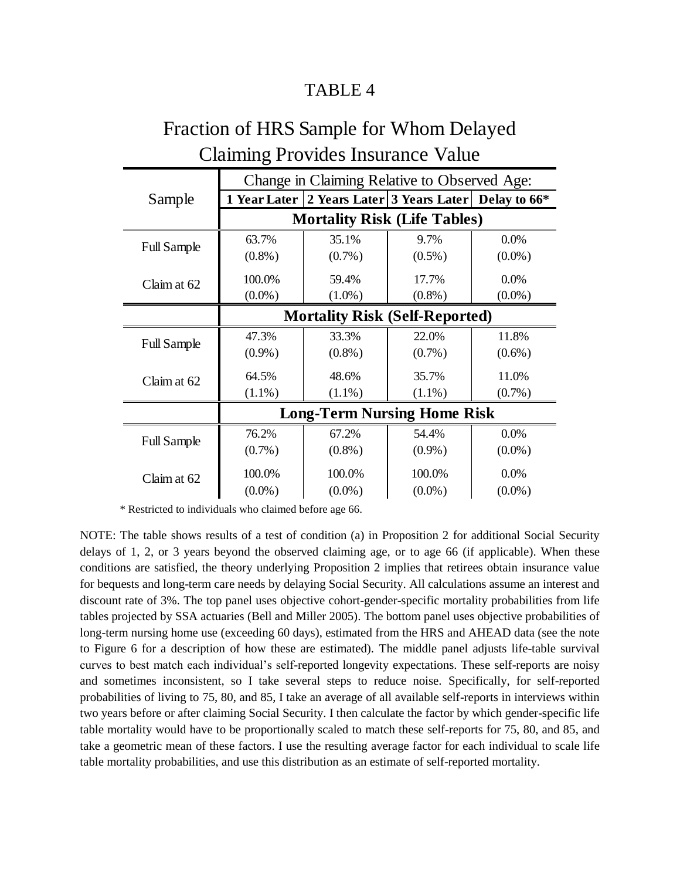TABLE 4

# Fraction of HRS Sample for Whom Delayed Claiming Provides Insurance Value

| Sample | Change in Claiming Relative to Observed Age: | | | |
|---|---|---|---|---|
| | **1 Year Later** | **2 Years Later** | **3 Years Later** | **Delay to 66*** |
| | **Mortality Risk (Life Tables)** | | | |
| Full Sample | 63.7% | 35.1% | 9.7% | 0.0% |
| | (0.8%) | (0.7%) | (0.5%) | (0.0%) |
| Claim at 62 | 100.0% | 59.4% | 17.7% | 0.0% |
| | (0.0%) | (1.0%) | (0.8%) | (0.0%) |
| | **Mortality Risk (Self-Reported)** | | | |
| Full Sample | 47.3% | 33.3% | 22.0% | 11.8% |
| | (0.9%) | (0.8%) | (0.7%) | (0.6%) |
| Claim at 62 | 64.5% | 48.6% | 35.7% | 11.0% |
| | (1.1%) | (1.1%) | (1.1%) | (0.7%) |
| | **Long-Term Nursing Home Risk** | | | |
| Full Sample | 76.2% | 67.2% | 54.4% | 0.0% |
| | (0.7%) | (0.8%) | (0.9%) | (0.0%) |
| Claim at 62 | 100.0% | 100.0% | 100.0% | 0.0% |
| | (0.0%) | (0.0%) | (0.0%) | (0.0%) |

\* Restricted to individuals who claimed before age 66.

NOTE: The table shows results of a test of condition (a) in Proposition 2 for additional Social Security delays of 1, 2, or 3 years beyond the observed claiming age, or to age 66 (if applicable). When these conditions are satisfied, the theory underlying Proposition 2 implies that retirees obtain insurance value for bequests and long-term care needs by delaying Social Security. All calculations assume an interest and discount rate of 3%. The top panel uses objective cohort-gender-specific mortality probabilities from life tables projected by SSA actuaries (Bell and Miller 2005). The bottom panel uses objective probabilities of long-term nursing home use (exceeding 60 days), estimated from the HRS and AHEAD data (see the note to Figure 6 for a description of how these are estimated). The middle panel adjusts life-table survival curves to best match each individual's self-reported longevity expectations. These self-reports are noisy and sometimes inconsistent, so I take several steps to reduce noise. Specifically, for self-reported probabilities of living to 75, 80, and 85, I take an average of all available self-reports in interviews within two years before or after claiming Social Security. I then calculate the factor by which gender-specific life table mortality would have to be proportionally scaled to match these self-reports for 75, 80, and 85, and take a geometric mean of these factors. I use the resulting average factor for each individual to scale life table mortality probabilities, and use this distribution as an estimate of self-reported mortality.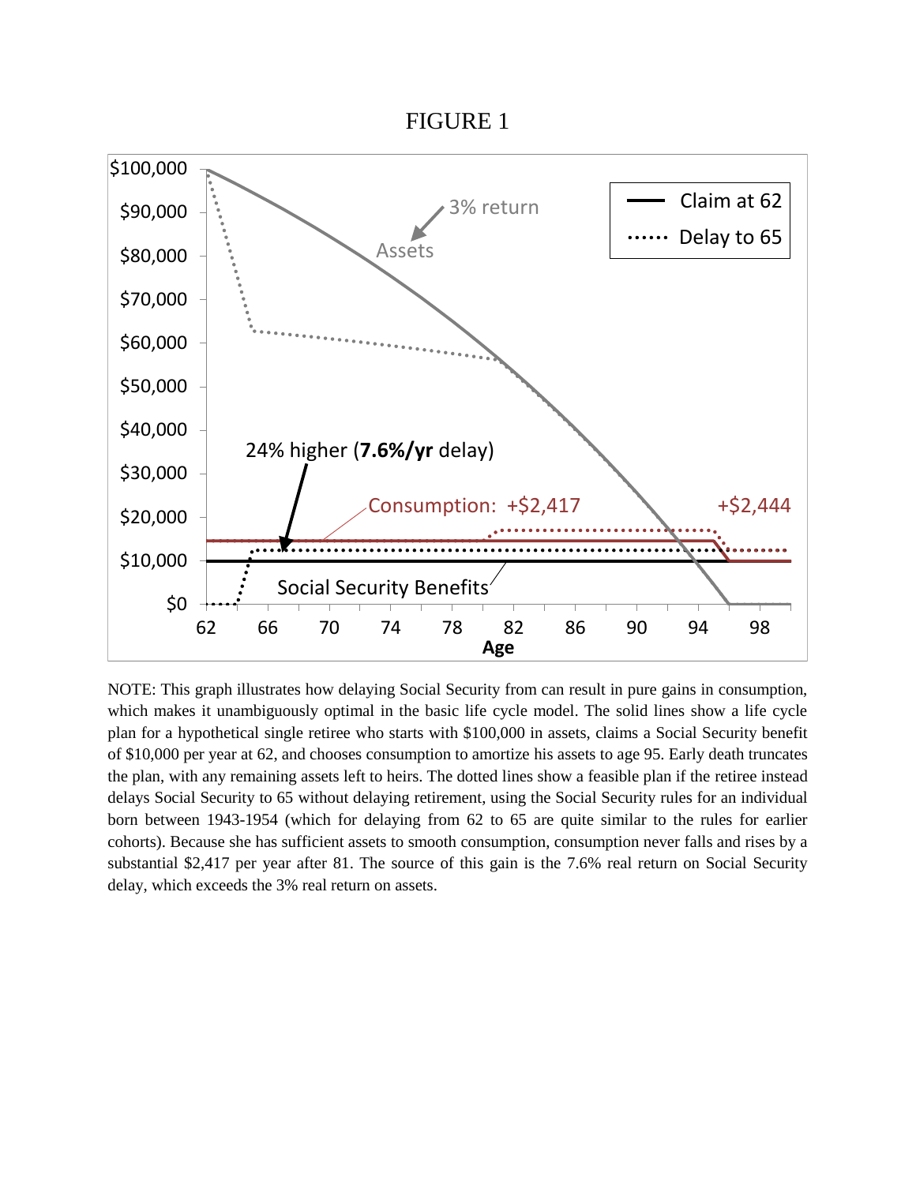# FIGURE 1

NOTE: This graph illustrates how delaying Social Security from can result in pure gains in consumption, which makes it unambiguously optimal in the basic life cycle model. The solid lines show a life cycle plan for a hypothetical single retiree who starts with $100,000 in assets, claims a Social Security benefit of $10,000 per year at 62, and chooses consumption to amortize his assets to age 95. Early death truncates the plan, with any remaining assets left to heirs. The dotted lines show a feasible plan if the retiree instead delays Social Security to 65 without delaying retirement, using the Social Security rules for an individual born between 1943-1954 (which for delaying from 62 to 65 are quite similar to the rules for earlier cohorts). Because she has sufficient assets to smooth consumption, consumption never falls and rises by a substantial $2,417 per year after 81. The source of this gain is the 7.6% real return on Social Security delay, which exceeds the 3% real return on assets.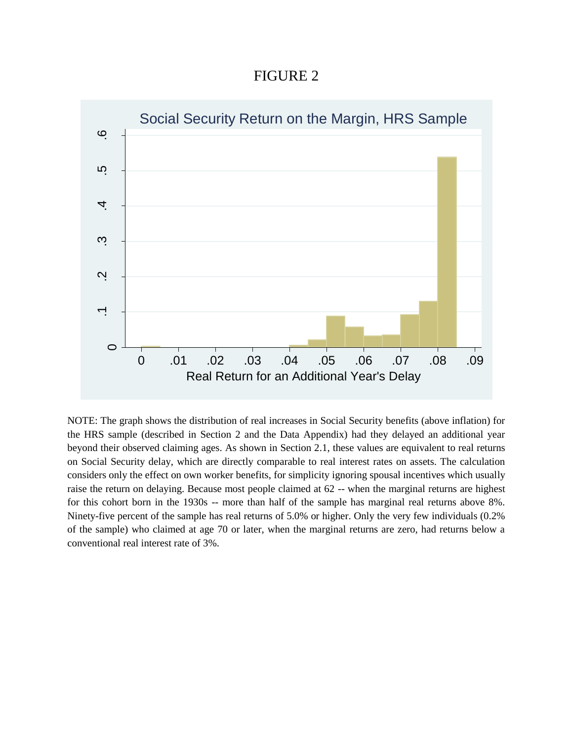FIGURE 2

NOTE: The graph shows the distribution of real increases in Social Security benefits (above inflation) for the HRS sample (described in Section 2 and the Data Appendix) had they delayed an additional year beyond their observed claiming ages. As shown in Section 2.1, these values are equivalent to real returns on Social Security delay, which are directly comparable to real interest rates on assets. The calculation considers only the effect on own worker benefits, for simplicity ignoring spousal incentives which usually raise the return on delaying. Because most people claimed at 62 -- when the marginal returns are highest for this cohort born in the 1930s -- more than half of the sample has marginal real returns above 8%. Ninety-five percent of the sample has real returns of 5.0% or higher. Only the very few individuals (0.2% of the sample) who claimed at age 70 or later, when the marginal returns are zero, had returns below a conventional real interest rate of 3%.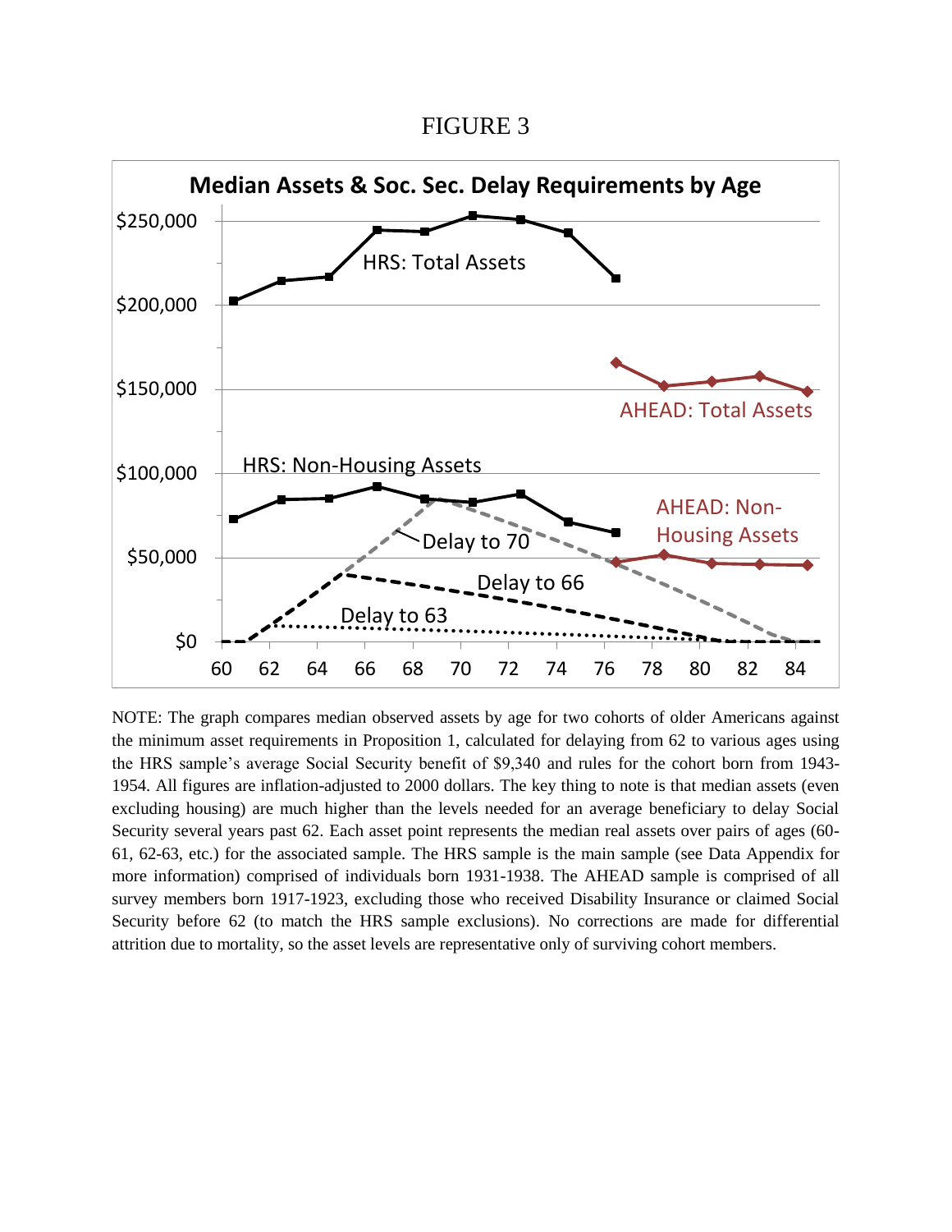FIGURE 3

NOTE: The graph compares median observed assets by age for two cohorts of older Americans against the minimum asset requirements in Proposition 1, calculated for delaying from 62 to various ages using the HRS sample's average Social Security benefit of $9,340 and rules for the cohort born from 1943-1954. All figures are inflation-adjusted to 2000 dollars. The key thing to note is that median assets (even excluding housing) are much higher than the levels needed for an average beneficiary to delay Social Security several years past 62. Each asset point represents the median real assets over pairs of ages (60-61, 62-63, etc.) for the associated sample. The HRS sample is the main sample (see Data Appendix for more information) comprised of individuals born 1931-1938. The AHEAD sample is comprised of all survey members born 1917-1923, excluding those who received Disability Insurance or claimed Social Security before 62 (to match the HRS sample exclusions). No corrections are made for differential attrition due to mortality, so the asset levels are representative only of surviving cohort members.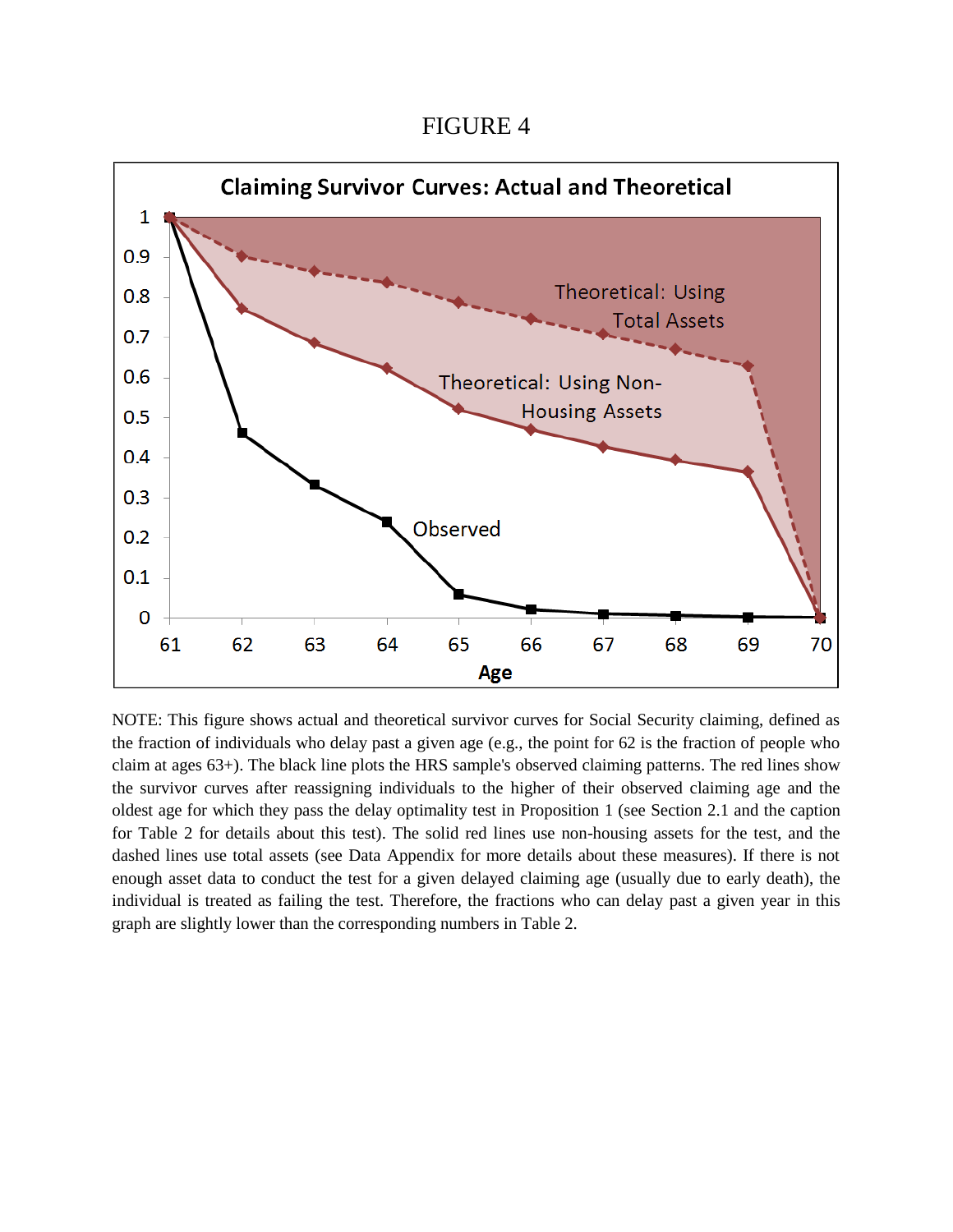# FIGURE 4

NOTE: This figure shows actual and theoretical survivor curves for Social Security claiming, defined as the fraction of individuals who delay past a given age (e.g., the point for 62 is the fraction of people who claim at ages 63+). The black line plots the HRS sample's observed claiming patterns. The red lines show the survivor curves after reassigning individuals to the higher of their observed claiming age and the oldest age for which they pass the delay optimality test in Proposition 1 (see Section 2.1 and the caption for Table 2 for details about this test). The solid red lines use non-housing assets for the test, and the dashed lines use total assets (see Data Appendix for more details about these measures). If there is not enough asset data to conduct the test for a given delayed claiming age (usually due to early death), the individual is treated as failing the test. Therefore, the fractions who can delay past a given year in this graph are slightly lower than the corresponding numbers in Table 2.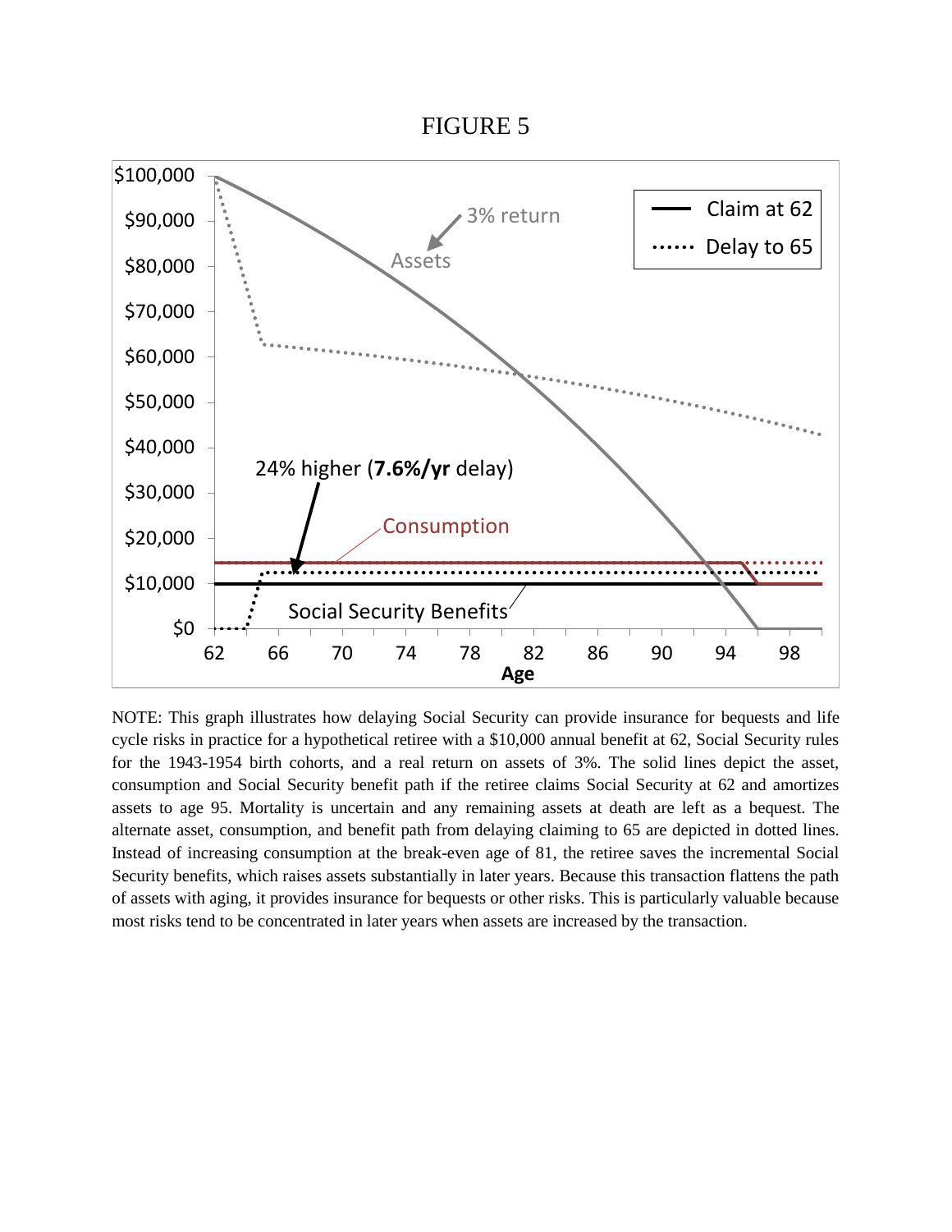FIGURE 5

NOTE: This graph illustrates how delaying Social Security can provide insurance for bequests and life cycle risks in practice for a hypothetical retiree with a $10,000 annual benefit at 62, Social Security rules for the 1943-1954 birth cohorts, and a real return on assets of 3%. The solid lines depict the asset, consumption and Social Security benefit path if the retiree claims Social Security at 62 and amortizes assets to age 95. Mortality is uncertain and any remaining assets at death are left as a bequest. The alternate asset, consumption, and benefit path from delaying claiming to 65 are depicted in dotted lines. Instead of increasing consumption at the break-even age of 81, the retiree saves the incremental Social Security benefits, which raises assets substantially in later years. Because this transaction flattens the path of assets with aging, it provides insurance for bequests or other risks. This is particularly valuable because most risks tend to be concentrated in later years when assets are increased by the transaction.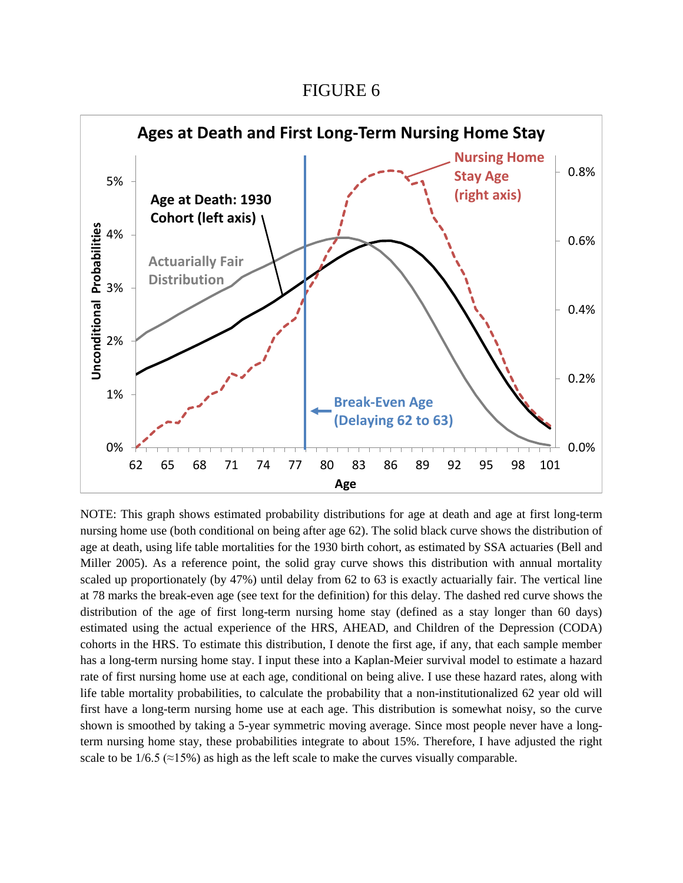FIGURE 6

NOTE: This graph shows estimated probability distributions for age at death and age at first long-term nursing home use (both conditional on being after age 62). The solid black curve shows the distribution of age at death, using life table mortalities for the 1930 birth cohort, as estimated by SSA actuaries (Bell and Miller 2005). As a reference point, the solid gray curve shows this distribution with annual mortality scaled up proportionately (by 47%) until delay from 62 to 63 is exactly actuarially fair. The vertical line at 78 marks the break-even age (see text for the definition) for this delay. The dashed red curve shows the distribution of the age of first long-term nursing home stay (defined as a stay longer than 60 days) estimated using the actual experience of the HRS, AHEAD, and Children of the Depression (CODA) cohorts in the HRS. To estimate this distribution, I denote the first age, if any, that each sample member has a long-term nursing home stay. I input these into a Kaplan-Meier survival model to estimate a hazard rate of first nursing home use at each age, conditional on being alive. I use these hazard rates, along with life table mortality probabilities, to calculate the probability that a non-institutionalized 62 year old will first have a long-term nursing home use at each age. This distribution is somewhat noisy, so the curve shown is smoothed by taking a 5-year symmetric moving average. Since most people never have a long-term nursing home stay, these probabilities integrate to about 15%. Therefore, I have adjusted the right scale to be 1/6.5 (≈15%) as high as the left scale to make the curves visually comparable.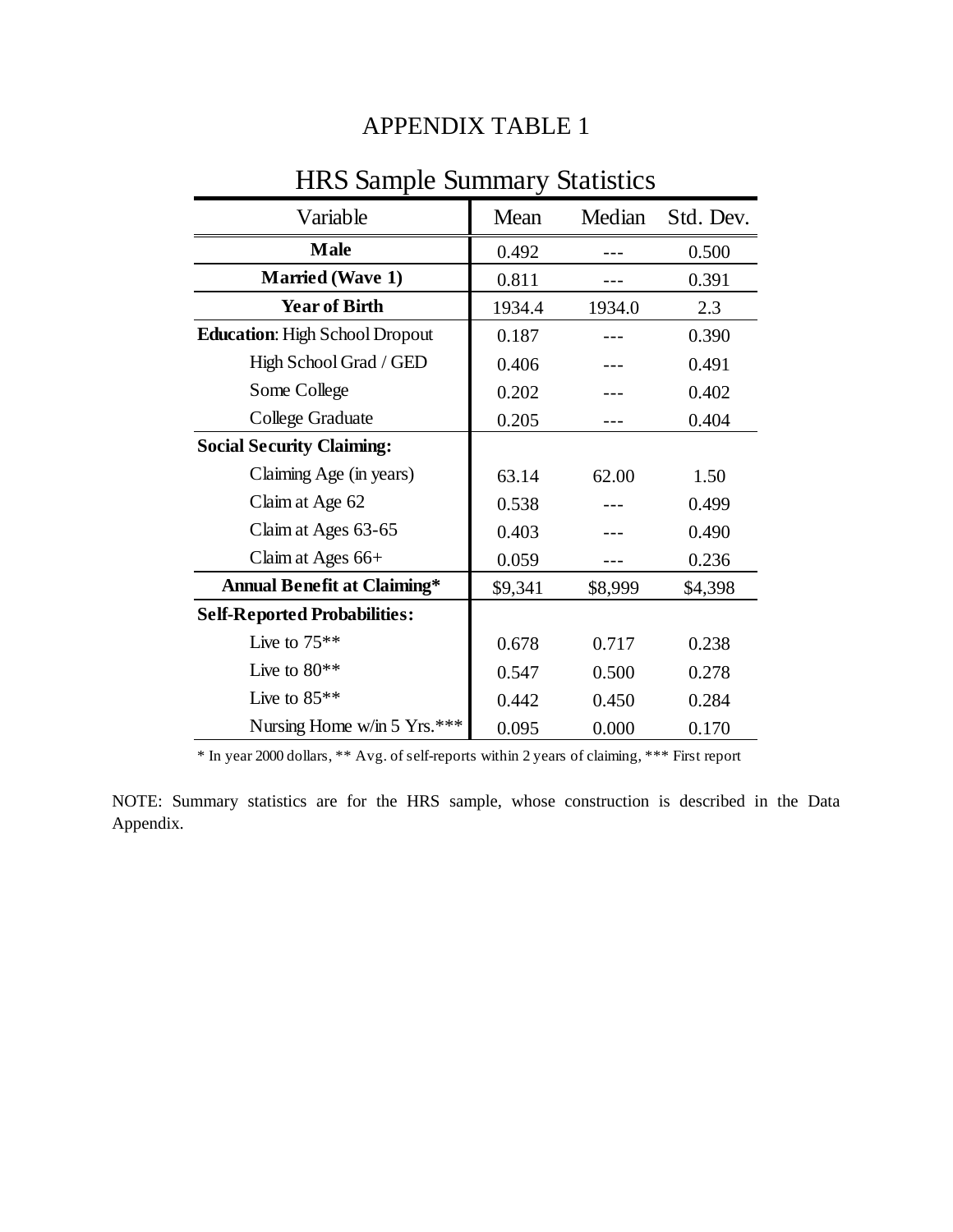# APPENDIX TABLE 1

## HRS Sample Summary Statistics

| Variable | Mean | Median | Std. Dev. |
|---|---|---|---|
| **Male** | 0.492 | --- | 0.500 |
| **Married (Wave 1)** | 0.811 | --- | 0.391 |
| **Year of Birth** | 1934.4 | 1934.0 | 2.3 |
| **Education**: High School Dropout | 0.187 | --- | 0.390 |
| High School Grad / GED | 0.406 | --- | 0.491 |
| Some College | 0.202 | --- | 0.402 |
| College Graduate | 0.205 | --- | 0.404 |
| **Social Security Claiming:** | | | |
| Claiming Age (in years) | 63.14 | 62.00 | 1.50 |
| Claim at Age 62 | 0.538 | --- | 0.499 |
| Claim at Ages 63-65 | 0.403 | --- | 0.490 |
| Claim at Ages 66+ | 0.059 | --- | 0.236 |
| **Annual Benefit at Claiming*** | $9,341 | $8,999 | $4,398 |
| **Self-Reported Probabilities:** | | | |
| Live to 75** | 0.678 | 0.717 | 0.238 |
| Live to 80** | 0.547 | 0.500 | 0.278 |
| Live to 85** | 0.442 | 0.450 | 0.284 |
| Nursing Home w/in 5 Yrs.*** | 0.095 | 0.000 | 0.170 |

* In year 2000 dollars, ** Avg. of self-reports within 2 years of claiming, *** First report

NOTE: Summary statistics are for the HRS sample, whose construction is described in the Data Appendix.